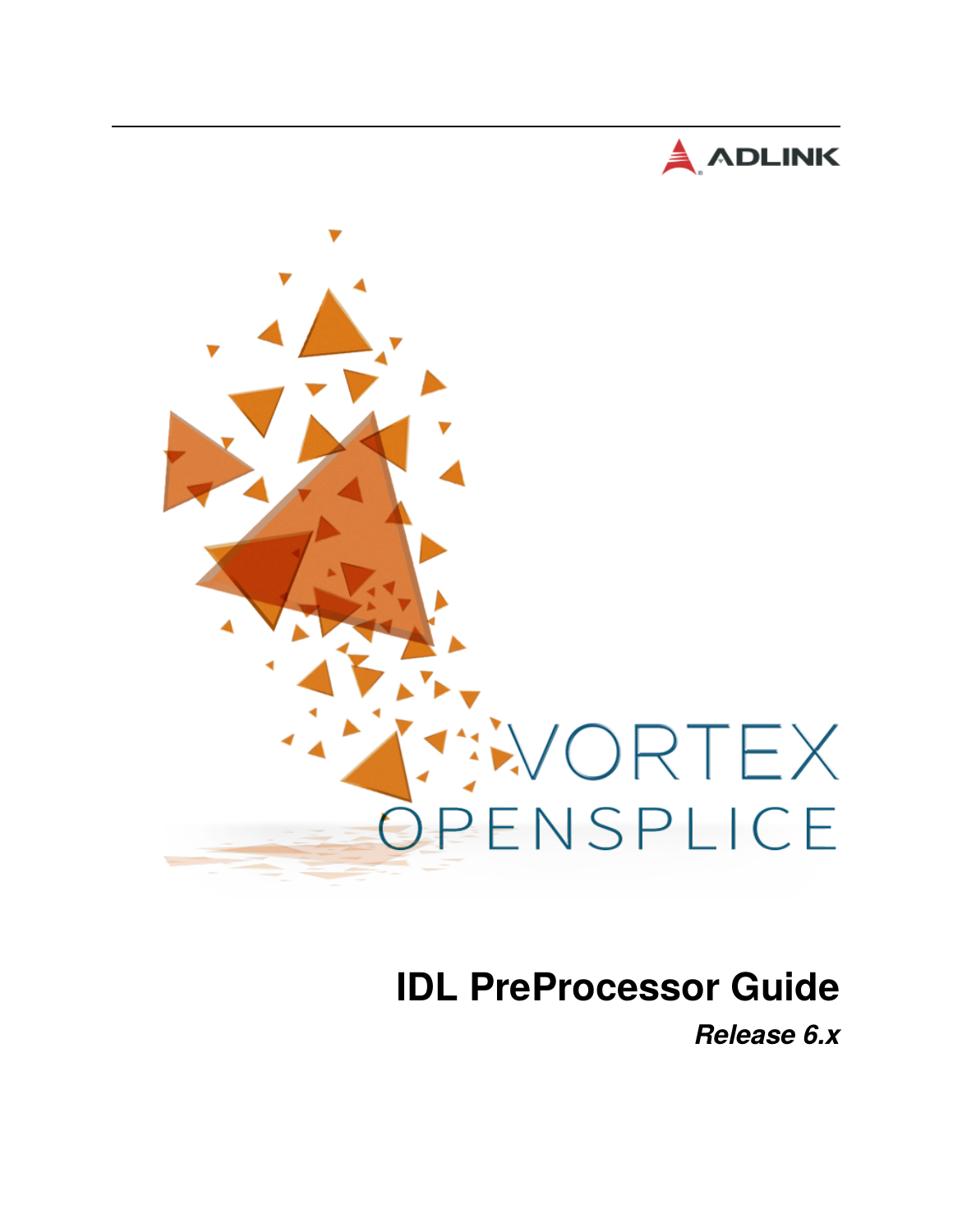ADLINK

VORTEX OPENSPLICE

# IDL PreProcessor Guide

***Release 6.x***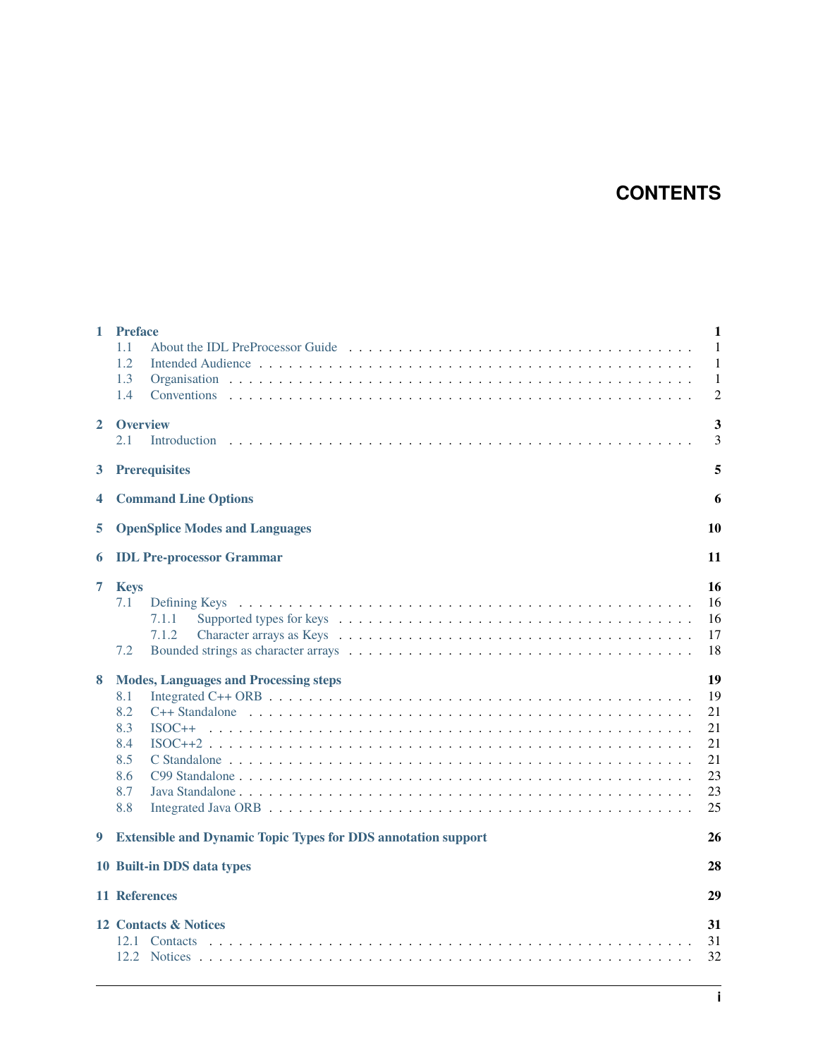# CONTENTS

- **1 Preface** — 1
  - 1.1 About the IDL PreProcessor Guide — 1
  - 1.2 Intended Audience — 1
  - 1.3 Organisation — 1
  - 1.4 Conventions — 2
- **2 Overview** — 3
  - 2.1 Introduction — 3
- **3 Prerequisites** — 5
- **4 Command Line Options** — 6
- **5 OpenSplice Modes and Languages** — 10
- **6 IDL Pre-processor Grammar** — 11
- **7 Keys** — 16
  - 7.1 Defining Keys — 16
    - 7.1.1 Supported types for keys — 16
    - 7.1.2 Character arrays as Keys — 17
  - 7.2 Bounded strings as character arrays — 18
- **8 Modes, Languages and Processing steps** — 19
  - 8.1 Integrated C++ ORB — 19
  - 8.2 C++ Standalone — 21
  - 8.3 ISOC++ — 21
  - 8.4 ISOC++2 — 21
  - 8.5 C Standalone — 21
  - 8.6 C99 Standalone — 23
  - 8.7 Java Standalone — 23
  - 8.8 Integrated Java ORB — 25
- **9 Extensible and Dynamic Topic Types for DDS annotation support** — 26
- **10 Built-in DDS data types** — 28
- **11 References** — 29
- **12 Contacts & Notices** — 31
  - 12.1 Contacts — 31
  - 12.2 Notices — 32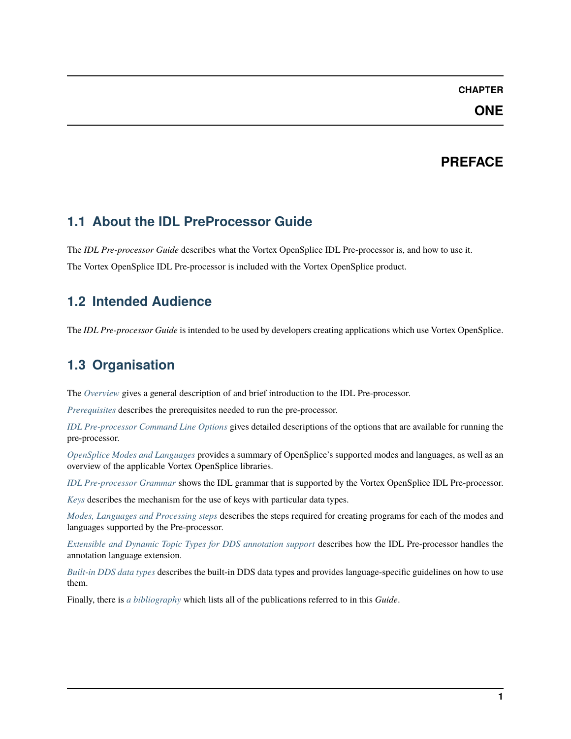# CHAPTER ONE

# PREFACE

## 1.1 About the IDL PreProcessor Guide

The *IDL Pre-processor Guide* describes what the Vortex OpenSplice IDL Pre-processor is, and how to use it.

The Vortex OpenSplice IDL Pre-processor is included with the Vortex OpenSplice product.

## 1.2 Intended Audience

The *IDL Pre-processor Guide* is intended to be used by developers creating applications which use Vortex OpenSplice.

## 1.3 Organisation

The *Overview* gives a general description of and brief introduction to the IDL Pre-processor.

*Prerequisites* describes the prerequisites needed to run the pre-processor.

*IDL Pre-processor Command Line Options* gives detailed descriptions of the options that are available for running the pre-processor.

*OpenSplice Modes and Languages* provides a summary of OpenSplice's supported modes and languages, as well as an overview of the applicable Vortex OpenSplice libraries.

*IDL Pre-processor Grammar* shows the IDL grammar that is supported by the Vortex OpenSplice IDL Pre-processor.

*Keys* describes the mechanism for the use of keys with particular data types.

*Modes, Languages and Processing steps* describes the steps required for creating programs for each of the modes and languages supported by the Pre-processor.

*Extensible and Dynamic Topic Types for DDS annotation support* describes how the IDL Pre-processor handles the annotation language extension.

*Built-in DDS data types* describes the built-in DDS data types and provides language-specific guidelines on how to use them.

Finally, there is *a bibliography* which lists all of the publications referred to in this *Guide*.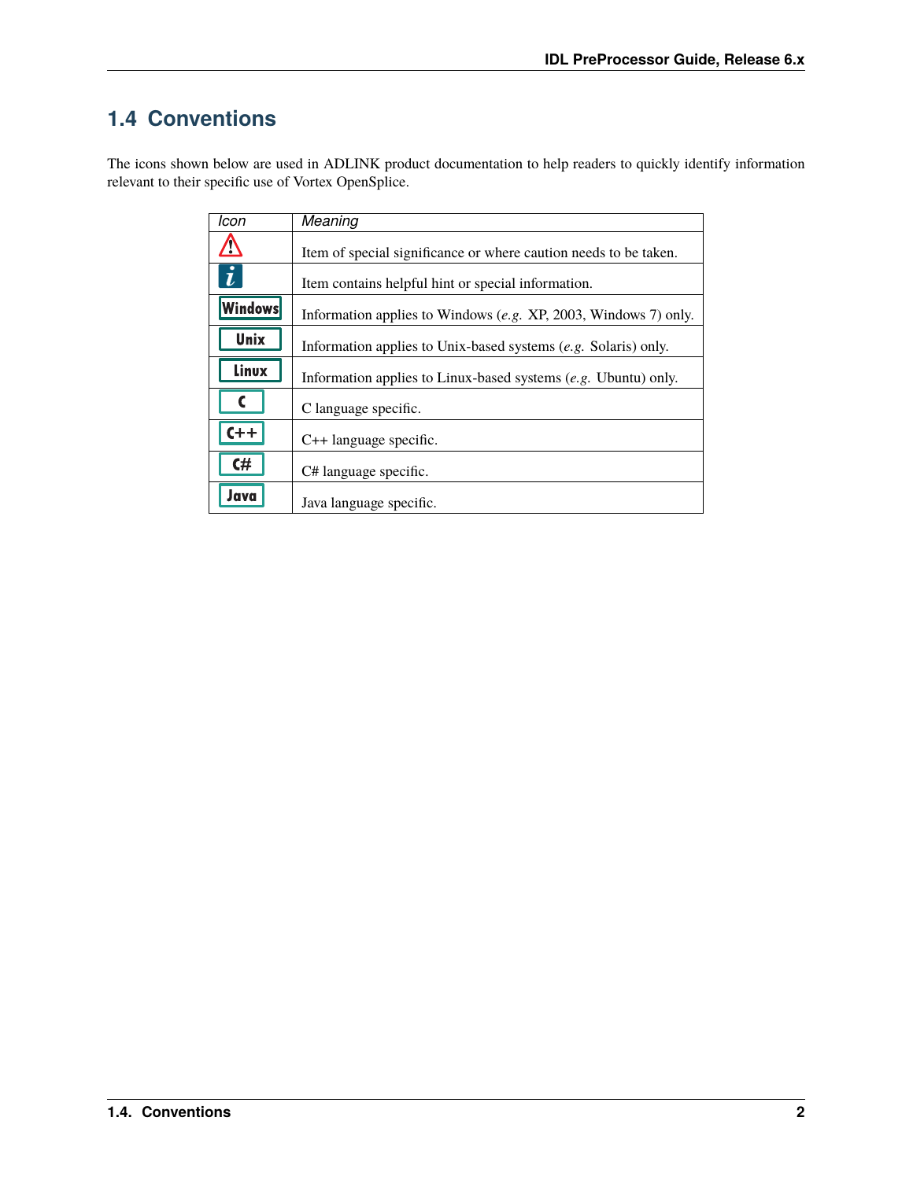## 1.4 Conventions

The icons shown below are used in ADLINK product documentation to help readers to quickly identify information relevant to their specific use of Vortex OpenSplice.

| *Icon* | *Meaning* |
|---|---|
| ⚠ | Item of special significance or where caution needs to be taken. |
| i | Item contains helpful hint or special information. |
| Windows | Information applies to Windows (*e.g.* XP, 2003, Windows 7) only. |
| Unix | Information applies to Unix-based systems (*e.g.* Solaris) only. |
| Linux | Information applies to Linux-based systems (*e.g.* Ubuntu) only. |
| C | C language specific. |
| C++ | C++ language specific. |
| C# | C# language specific. |
| Java | Java language specific. |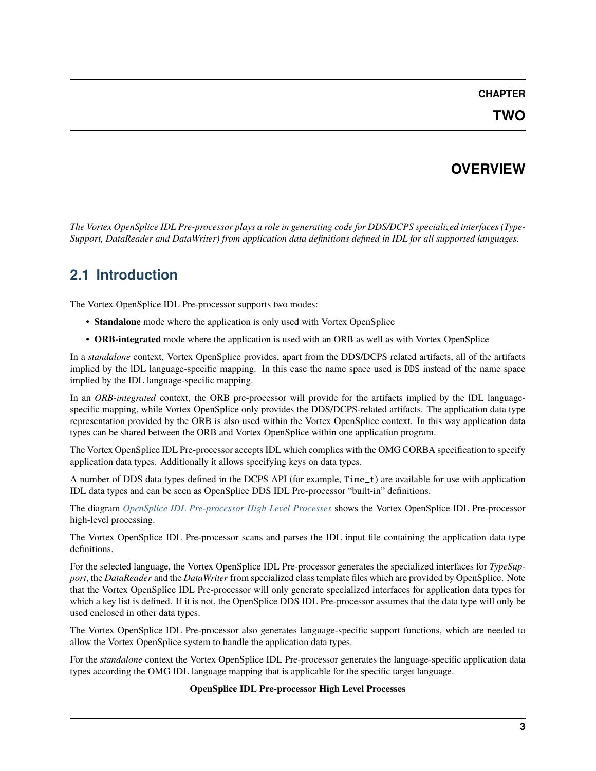# CHAPTER TWO

# OVERVIEW

*The Vortex OpenSplice IDL Pre-processor plays a role in generating code for DDS/DCPS specialized interfaces (TypeSupport, DataReader and DataWriter) from application data definitions defined in IDL for all supported languages.*

## 2.1 Introduction

The Vortex OpenSplice IDL Pre-processor supports two modes:

- **Standalone** mode where the application is only used with Vortex OpenSplice
- **ORB-integrated** mode where the application is used with an ORB as well as with Vortex OpenSplice

In a *standalone* context, Vortex OpenSplice provides, apart from the DDS/DCPS related artifacts, all of the artifacts implied by the lDL language-specific mapping. In this case the name space used is `DDS` instead of the name space implied by the IDL language-specific mapping.

In an *ORB-integrated* context, the ORB pre-processor will provide for the artifacts implied by the lDL language-specific mapping, while Vortex OpenSplice only provides the DDS/DCPS-related artifacts. The application data type representation provided by the ORB is also used within the Vortex OpenSplice context. In this way application data types can be shared between the ORB and Vortex OpenSplice within one application program.

The Vortex OpenSplice IDL Pre-processor accepts IDL which complies with the OMG CORBA specification to specify application data types. Additionally it allows specifying keys on data types.

A number of DDS data types defined in the DCPS API (for example, `Time_t`) are available for use with application IDL data types and can be seen as OpenSplice DDS IDL Pre-processor "built-in" definitions.

The diagram *OpenSplice IDL Pre-processor High Level Processes* shows the Vortex OpenSplice IDL Pre-processor high-level processing.

The Vortex OpenSplice IDL Pre-processor scans and parses the IDL input file containing the application data type definitions.

For the selected language, the Vortex OpenSplice IDL Pre-processor generates the specialized interfaces for *TypeSupport*, the *DataReader* and the *DataWriter* from specialized class template files which are provided by OpenSplice. Note that the Vortex OpenSplice IDL Pre-processor will only generate specialized interfaces for application data types for which a key list is defined. If it is not, the OpenSplice DDS IDL Pre-processor assumes that the data type will only be used enclosed in other data types.

The Vortex OpenSplice IDL Pre-processor also generates language-specific support functions, which are needed to allow the Vortex OpenSplice system to handle the application data types.

For the *standalone* context the Vortex OpenSplice IDL Pre-processor generates the language-specific application data types according the OMG IDL language mapping that is applicable for the specific target language.

**OpenSplice IDL Pre-processor High Level Processes**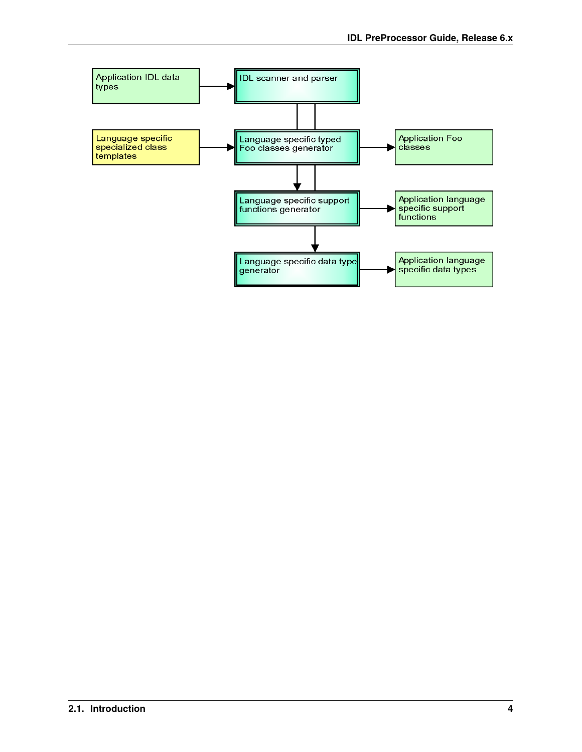Application IDL data types

IDL scanner and parser

Language specific specialized class templates

Language specific typed Foo classes generator

Application Foo classes

Language specific support functions generator

Application language specific support functions

Language specific data type generator

Application language specific data types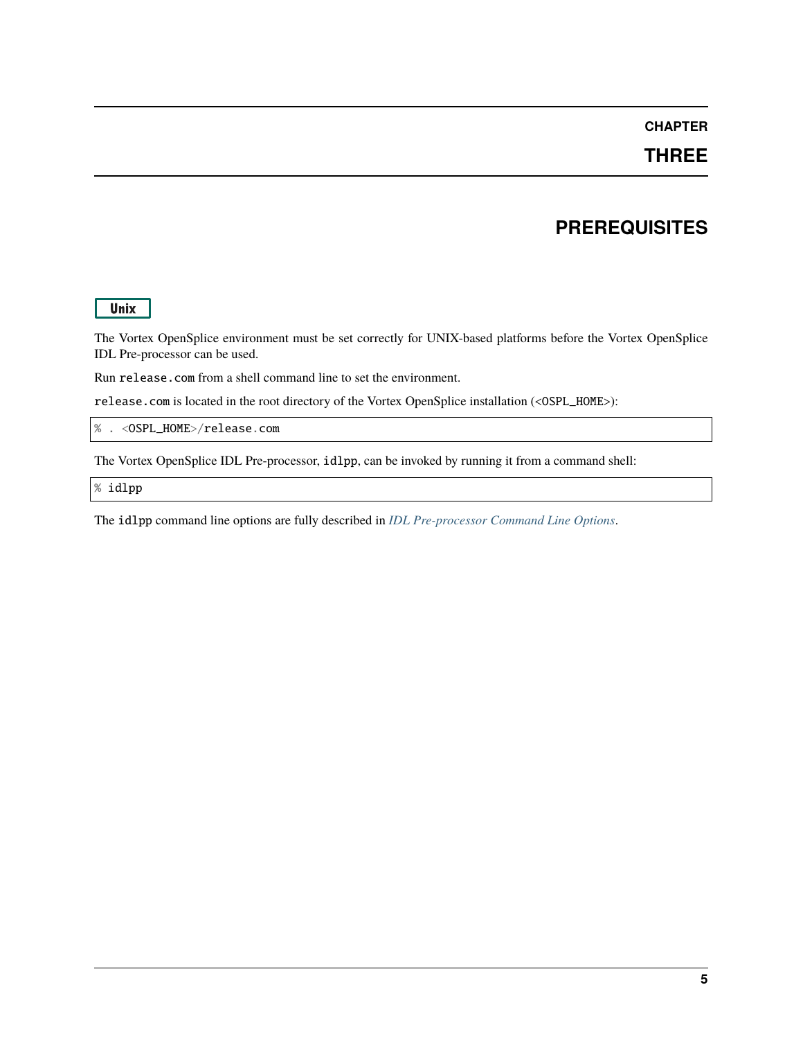# CHAPTER THREE

# PREREQUISITES

**Unix**

The Vortex OpenSplice environment must be set correctly for UNIX-based platforms before the Vortex OpenSplice IDL Pre-processor can be used.

Run `release.com` from a shell command line to set the environment.

`release.com` is located in the root directory of the Vortex OpenSplice installation (`<OSPL_HOME>`):

```
% . <OSPL_HOME>/release.com
```

The Vortex OpenSplice IDL Pre-processor, `idlpp`, can be invoked by running it from a command shell:

```
% idlpp
```

The `idlpp` command line options are fully described in *IDL Pre-processor Command Line Options*.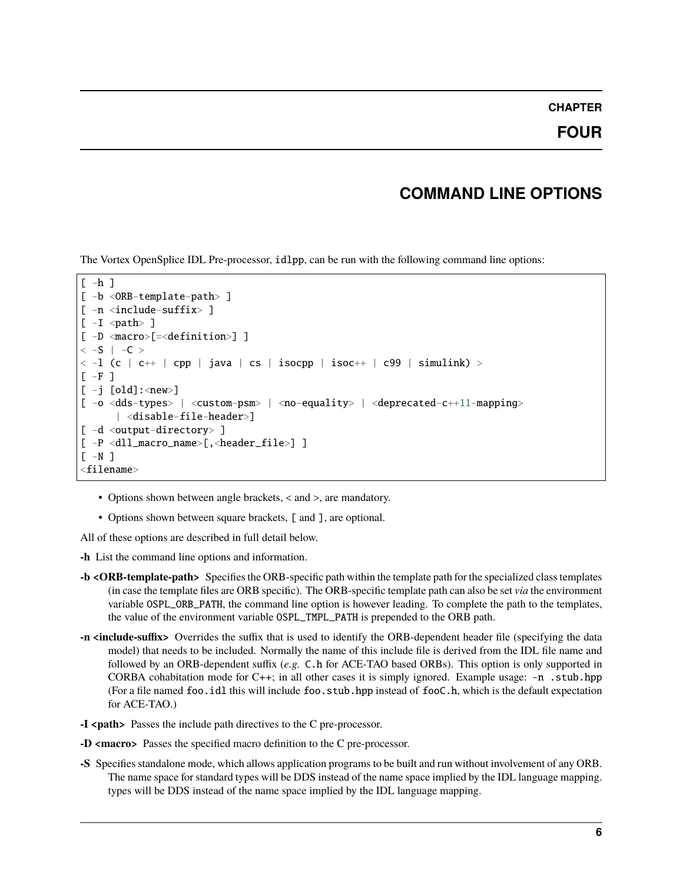# CHAPTER FOUR

# COMMAND LINE OPTIONS

The Vortex OpenSplice IDL Pre-processor, idlpp, can be run with the following command line options:

```
[ -h ]
[ -b <ORB-template-path> ]
[ -n <include-suffix> ]
[ -I <path> ]
[ -D <macro>[=<definition>] ]
< -S | -C >
< -l (c | c++ | cpp | java | cs | isocpp | isoc++ | c99 | simulink) >
[ -F ]
[ -j [old]:<new>]
[ -o <dds-types> | <custom-psm> | <no-equality> | <deprecated-c++11-mapping>
      | <disable-file-header>]
[ -d <output-directory> ]
[ -P <dll_macro_name>[,<header_file>] ]
[ -N ]
<filename>
```

- Options shown between angle brackets, < and >, are mandatory.
- Options shown between square brackets, [ and ], are optional.

All of these options are described in full detail below.

**-h** List the command line options and information.

**-b <ORB-template-path>** Specifies the ORB-specific path within the template path for the specialized class templates (in case the template files are ORB specific). The ORB-specific template path can also be set *via* the environment variable OSPL_ORB_PATH, the command line option is however leading. To complete the path to the templates, the value of the environment variable OSPL_TMPL_PATH is prepended to the ORB path.

**-n <include-suffix>** Overrides the suffix that is used to identify the ORB-dependent header file (specifying the data model) that needs to be included. Normally the name of this include file is derived from the IDL file name and followed by an ORB-dependent suffix (*e.g.* C.h for ACE-TAO based ORBs). This option is only supported in CORBA cohabitation mode for C++; in all other cases it is simply ignored. Example usage: -n .stub.hpp (For a file named foo.idl this will include foo.stub.hpp instead of fooC.h, which is the default expectation for ACE-TAO.)

**-I <path>** Passes the include path directives to the C pre-processor.

**-D <macro>** Passes the specified macro definition to the C pre-processor.

**-S** Specifies standalone mode, which allows application programs to be built and run without involvement of any ORB. The name space for standard types will be DDS instead of the name space implied by the IDL language mapping. types will be DDS instead of the name space implied by the IDL language mapping.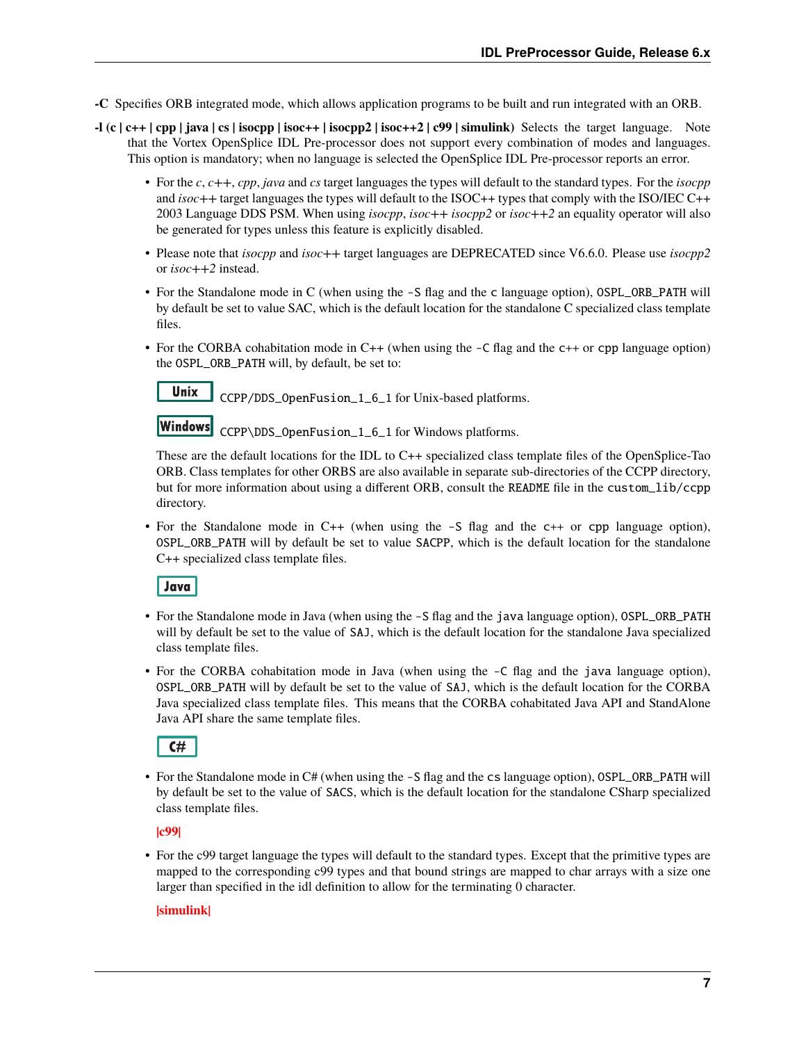**-C** Specifies ORB integrated mode, which allows application programs to be built and run integrated with an ORB.

**-l (c | c++ | cpp | java | cs | isocpp | isoc++ | isocpp2 | isoc++2 | c99 | simulink)** Selects the target language. Note that the Vortex OpenSplice IDL Pre-processor does not support every combination of modes and languages. This option is mandatory; when no language is selected the OpenSplice IDL Pre-processor reports an error.

- For the *c*, *c++*, *cpp*, *java* and *cs* target languages the types will default to the standard types. For the *isocpp* and *isoc++* target languages the types will default to the ISOC++ types that comply with the ISO/IEC C++ 2003 Language DDS PSM. When using *isocpp*, *isoc++ isocpp2* or *isoc++2* an equality operator will also be generated for types unless this feature is explicitly disabled.
- Please note that *isocpp* and *isoc++* target languages are DEPRECATED since V6.6.0. Please use *isocpp2* or *isoc++2* instead.
- For the Standalone mode in C (when using the `-S` flag and the `c` language option), `OSPL_ORB_PATH` will by default be set to value SAC, which is the default location for the standalone C specialized class template files.
- For the CORBA cohabitation mode in C++ (when using the `-C` flag and the `c++` or `cpp` language option) the `OSPL_ORB_PATH` will, by default, be set to:

  **Unix** `CCPP/DDS_OpenFusion_1_6_1` for Unix-based platforms.

  **Windows** `CCPP\DDS_OpenFusion_1_6_1` for Windows platforms.

  These are the default locations for the IDL to C++ specialized class template files of the OpenSplice-Tao ORB. Class templates for other ORBS are also available in separate sub-directories of the CCPP directory, but for more information about using a different ORB, consult the `README` file in the `custom_lib/ccpp` directory.

- For the Standalone mode in C++ (when using the `-S` flag and the `c++` or `cpp` language option), `OSPL_ORB_PATH` will by default be set to value `SACPP`, which is the default location for the standalone C++ specialized class template files.

  **Java**

- For the Standalone mode in Java (when using the `-S` flag and the `java` language option), `OSPL_ORB_PATH` will by default be set to the value of `SAJ`, which is the default location for the standalone Java specialized class template files.
- For the CORBA cohabitation mode in Java (when using the `-C` flag and the `java` language option), `OSPL_ORB_PATH` will by default be set to the value of `SAJ`, which is the default location for the CORBA Java specialized class template files. This means that the CORBA cohabitated Java API and StandAlone Java API share the same template files.

  **C#**

- For the Standalone mode in C# (when using the `-S` flag and the `cs` language option), `OSPL_ORB_PATH` will by default be set to the value of `SACS`, which is the default location for the standalone CSharp specialized class template files.

  **|c99|**

- For the c99 target language the types will default to the standard types. Except that the primitive types are mapped to the corresponding c99 types and that bound strings are mapped to char arrays with a size one larger than specified in the idl definition to allow for the terminating 0 character.

  **|simulink|**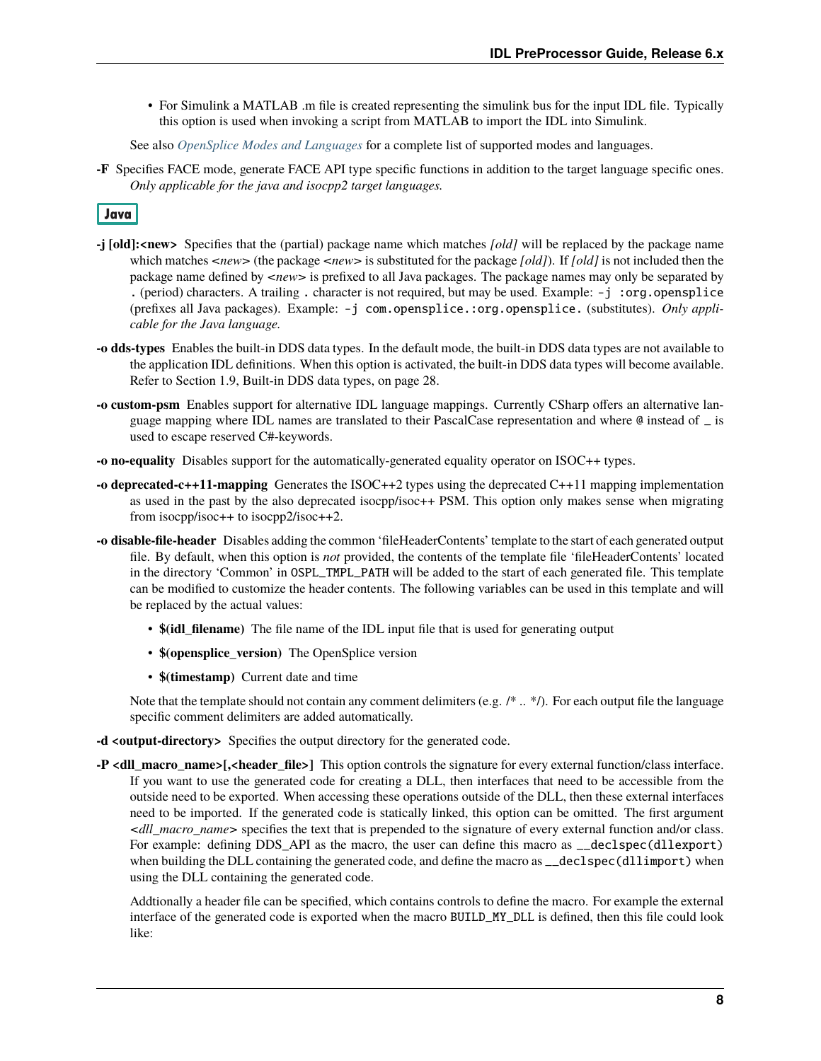- For Simulink a MATLAB .m file is created representing the simulink bus for the input IDL file. Typically this option is used when invoking a script from MATLAB to import the IDL into Simulink.

See also *OpenSplice Modes and Languages* for a complete list of supported modes and languages.

**-F** Specifies FACE mode, generate FACE API type specific functions in addition to the target language specific ones. *Only applicable for the java and isocpp2 target languages.*

**Java**

**-j [old]:<new>** Specifies that the (partial) package name which matches *[old]* will be replaced by the package name which matches *<new>* (the package *<new>* is substituted for the package *[old]*). If *[old]* is not included then the package name defined by *<new>* is prefixed to all Java packages. The package names may only be separated by `.` (period) characters. A trailing `.` character is not required, but may be used. Example: `-j :org.opensplice` (prefixes all Java packages). Example: `-j com.opensplice.:org.opensplice.` (substitutes). *Only applicable for the Java language.*

**-o dds-types** Enables the built-in DDS data types. In the default mode, the built-in DDS data types are not available to the application IDL definitions. When this option is activated, the built-in DDS data types will become available. Refer to Section 1.9, Built-in DDS data types, on page 28.

**-o custom-psm** Enables support for alternative IDL language mappings. Currently CSharp offers an alternative language mapping where IDL names are translated to their PascalCase representation and where `@` instead of `_` is used to escape reserved C#-keywords.

**-o no-equality** Disables support for the automatically-generated equality operator on ISOC++ types.

**-o deprecated-c++11-mapping** Generates the ISOC++2 types using the deprecated C++11 mapping implementation as used in the past by the also deprecated isocpp/isoc++ PSM. This option only makes sense when migrating from isocpp/isoc++ to isocpp2/isoc++2.

**-o disable-file-header** Disables adding the common 'fileHeaderContents' template to the start of each generated output file. By default, when this option is *not* provided, the contents of the template file 'fileHeaderContents' located in the directory 'Common' in `OSPL_TMPL_PATH` will be added to the start of each generated file. This template can be modified to customize the header contents. The following variables can be used in this template and will be replaced by the actual values:

- **$(idl_filename)** The file name of the IDL input file that is used for generating output
- **$(opensplice_version)** The OpenSplice version
- **$(timestamp)** Current date and time

Note that the template should not contain any comment delimiters (e.g. /* .. */). For each output file the language specific comment delimiters are added automatically.

**-d <output-directory>** Specifies the output directory for the generated code.

**-P <dll_macro_name>[,<header_file>]** This option controls the signature for every external function/class interface. If you want to use the generated code for creating a DLL, then interfaces that need to be accessible from the outside need to be exported. When accessing these operations outside of the DLL, then these external interfaces need to be imported. If the generated code is statically linked, this option can be omitted. The first argument *<dll_macro_name>* specifies the text that is prepended to the signature of every external function and/or class. For example: defining DDS_API as the macro, the user can define this macro as `__declspec(dllexport)` when building the DLL containing the generated code, and define the macro as `__declspec(dllimport)` when using the DLL containing the generated code.

Addtionally a header file can be specified, which contains controls to define the macro. For example the external interface of the generated code is exported when the macro `BUILD_MY_DLL` is defined, then this file could look like: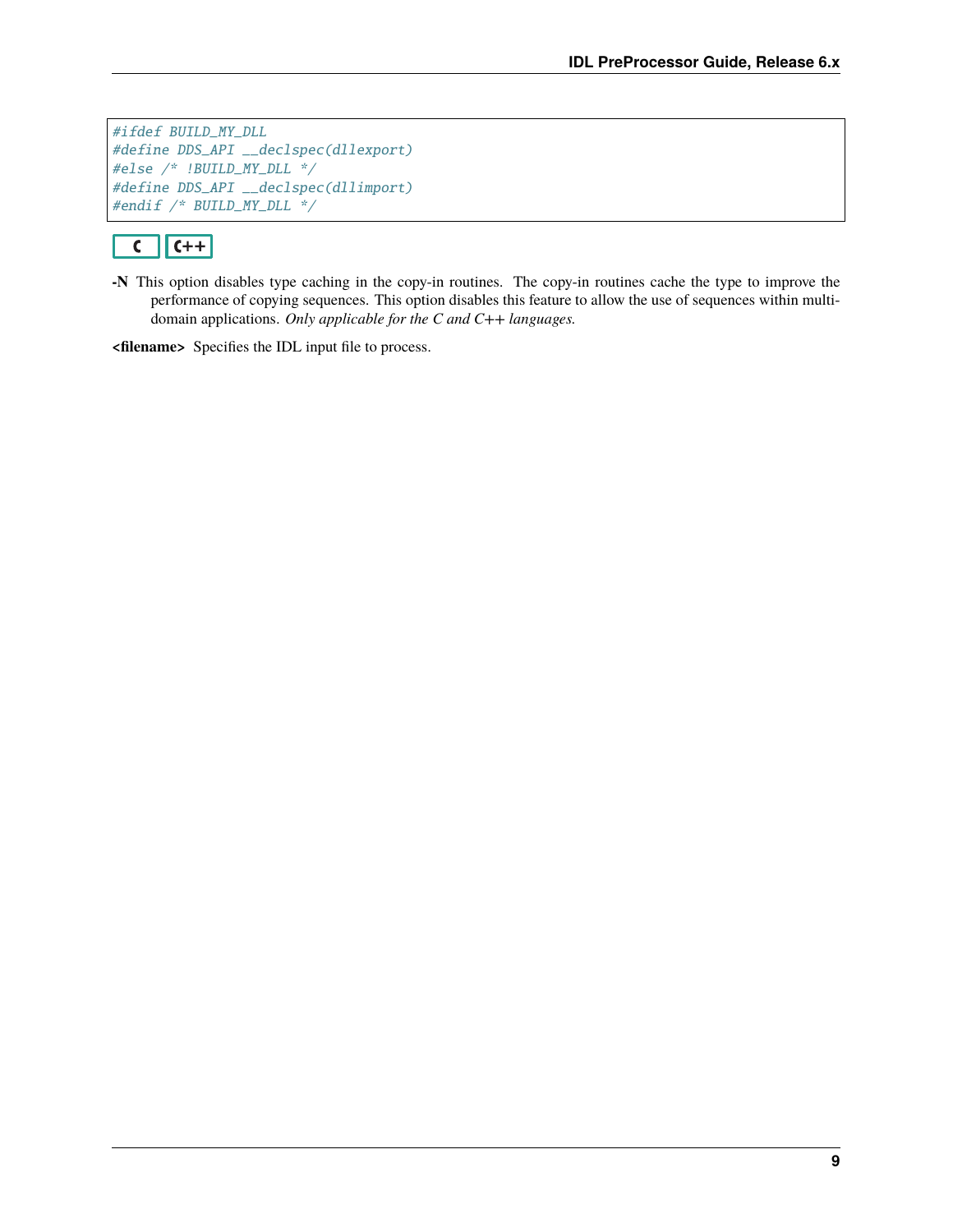```
#ifdef BUILD_MY_DLL
#define DDS_API __declspec(dllexport)
#else /* !BUILD_MY_DLL */
#define DDS_API __declspec(dllimport)
#endif /* BUILD_MY_DLL */
```

C  C++

**-N** This option disables type caching in the copy-in routines. The copy-in routines cache the type to improve the performance of copying sequences. This option disables this feature to allow the use of sequences within multi-domain applications. *Only applicable for the C and C++ languages.*

**<filename>** Specifies the IDL input file to process.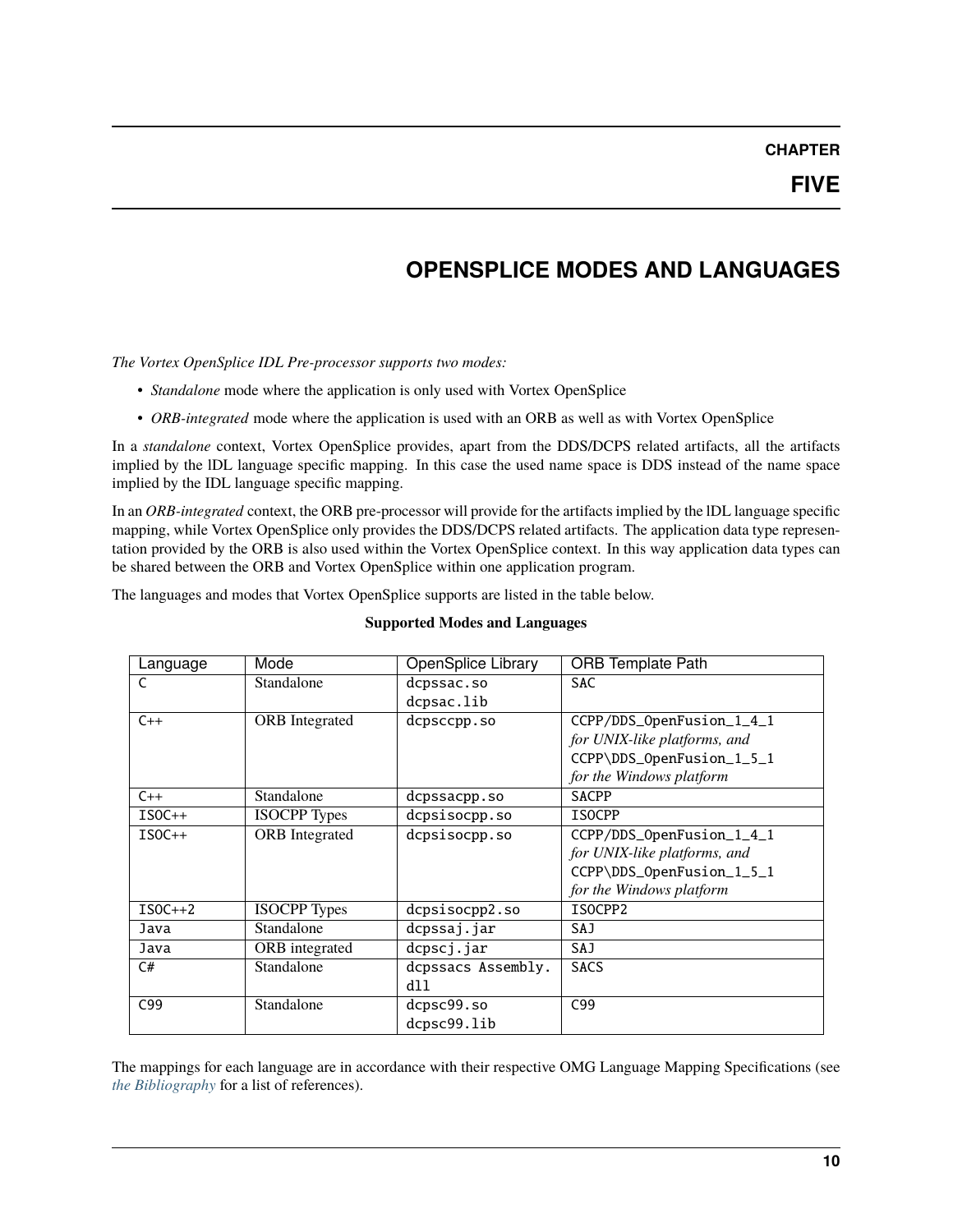# CHAPTER FIVE

# OPENSPLICE MODES AND LANGUAGES

*The Vortex OpenSplice IDL Pre-processor supports two modes:*

- *Standalone* mode where the application is only used with Vortex OpenSplice
- *ORB-integrated* mode where the application is used with an ORB as well as with Vortex OpenSplice

In a *standalone* context, Vortex OpenSplice provides, apart from the DDS/DCPS related artifacts, all the artifacts implied by the lDL language specific mapping. In this case the used name space is DDS instead of the name space implied by the IDL language specific mapping.

In an *ORB-integrated* context, the ORB pre-processor will provide for the artifacts implied by the lDL language specific mapping, while Vortex OpenSplice only provides the DDS/DCPS related artifacts. The application data type representation provided by the ORB is also used within the Vortex OpenSplice context. In this way application data types can be shared between the ORB and Vortex OpenSplice within one application program.

The languages and modes that Vortex OpenSplice supports are listed in the table below.

**Supported Modes and Languages**

| Language | Mode | OpenSplice Library | ORB Template Path |
|---|---|---|---|
| C | Standalone | dcpssac.so dcpsac.lib | SAC |
| C++ | ORB Integrated | dcpsccpp.so | CCPP/DDS_OpenFusion_1_4_1 *for UNIX-like platforms, and* CCPP\DDS_OpenFusion_1_5_1 *for the Windows platform* |
| C++ | Standalone | dcpssacpp.so | SACPP |
| ISOC++ | ISOCPP Types | dcpsisocpp.so | ISOCPP |
| ISOC++ | ORB Integrated | dcpsisocpp.so | CCPP/DDS_OpenFusion_1_4_1 *for UNIX-like platforms, and* CCPP\DDS_OpenFusion_1_5_1 *for the Windows platform* |
| ISOC++2 | ISOCPP Types | dcpsisocpp2.so | ISOCPP2 |
| Java | Standalone | dcpssaj.jar | SAJ |
| Java | ORB integrated | dcpscj.jar | SAJ |
| C# | Standalone | dcpssacs Assembly.dll | SACS |
| C99 | Standalone | dcpsc99.so dcpsc99.lib | C99 |

The mappings for each language are in accordance with their respective OMG Language Mapping Specifications (see *the Bibliography* for a list of references).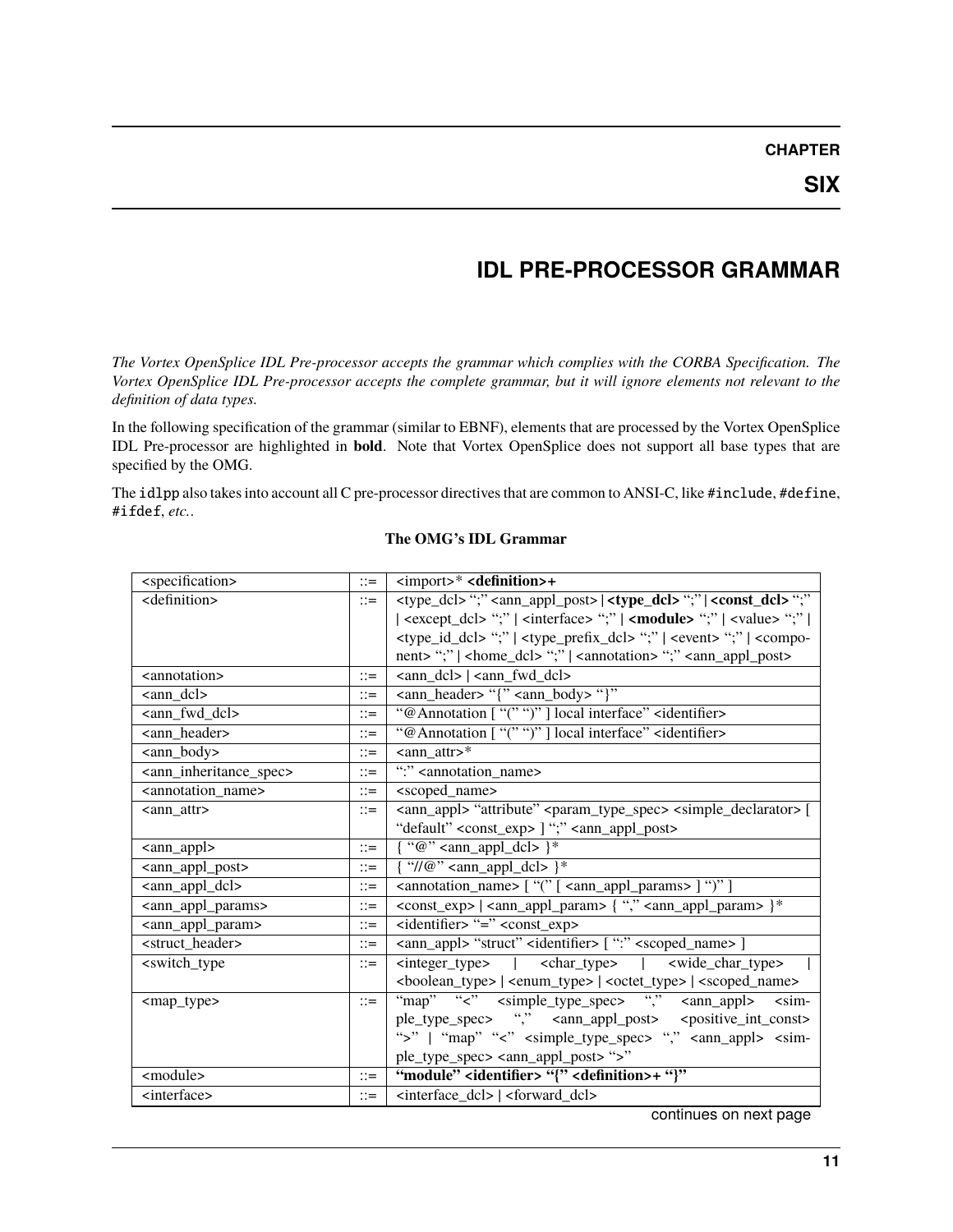# CHAPTER SIX

# IDL PRE-PROCESSOR GRAMMAR

*The Vortex OpenSplice IDL Pre-processor accepts the grammar which complies with the CORBA Specification. The Vortex OpenSplice IDL Pre-processor accepts the complete grammar, but it will ignore elements not relevant to the definition of data types.*

In the following specification of the grammar (similar to EBNF), elements that are processed by the Vortex OpenSplice IDL Pre-processor are highlighted in **bold**. Note that Vortex OpenSplice does not support all base types that are specified by the OMG.

The `idlpp` also takes into account all C pre-processor directives that are common to ANSI-C, like `#include`, `#define`, `#ifdef`, *etc.*.

**The OMG's IDL Grammar**

| | | |
|---|---|---|
| <specification> | ::= | <import>* **<definition>+** |
| <definition> | ::= | <type_dcl> ";" <ann_appl_post> \| **<type_dcl>** ";" \| **<const_dcl>** ";" \| <except_dcl> ";" \| <interface> ";" \| **<module>** ";" \| <value> ";" \| <type_id_dcl> ";" \| <type_prefix_dcl> ";" \| <event> ";" \| <component> ";" \| <home_dcl> ";" \| <annotation> ";" <ann_appl_post> |
| <annotation> | ::= | <ann_dcl> \| <ann_fwd_dcl> |
| <ann_dcl> | ::= | <ann_header> "{" <ann_body> "}" |
| <ann_fwd_dcl> | ::= | "@Annotation [ "(" ")" ] local interface" <identifier> |
| <ann_header> | ::= | "@Annotation [ "(" ")" ] local interface" <identifier> |
| <ann_body> | ::= | <ann_attr>* |
| <ann_inheritance_spec> | ::= | ":" <annotation_name> |
| <annotation_name> | ::= | <scoped_name> |
| <ann_attr> | ::= | <ann_appl> "attribute" <param_type_spec> <simple_declarator> [ "default" <const_exp> ] ";" <ann_appl_post> |
| <ann_appl> | ::= | { "@" <ann_appl_dcl> }* |
| <ann_appl_post> | ::= | { "//@" <ann_appl_dcl> }* |
| <ann_appl_dcl> | ::= | <annotation_name> [ "(" [ <ann_appl_params> ] ")" ] |
| <ann_appl_params> | ::= | <const_exp> \| <ann_appl_param> { "," <ann_appl_param> }* |
| <ann_appl_param> | ::= | <identifier> "=" <const_exp> |
| <struct_header> | ::= | <ann_appl> "struct" <identifier> [ ":" <scoped_name> ] |
| <switch_type | ::= | <integer_type> \| <char_type> \| <wide_char_type> \| <boolean_type> \| <enum_type> \| <octet_type> \| <scoped_name> |
| <map_type> | ::= | "map" "<" <simple_type_spec> "," <ann_appl> <simple_type_spec> <ann_appl_post> <positive_int_const> ">" \| "map" "<" <simple_type_spec> "," <ann_appl> <simple_type_spec> <ann_appl_post> ">" |
| <module> | ::= | **"module" <identifier> "{" <definition>+ "}"** |
| <interface> | ::= | <interface_dcl> \| <forward_dcl> |

continues on next page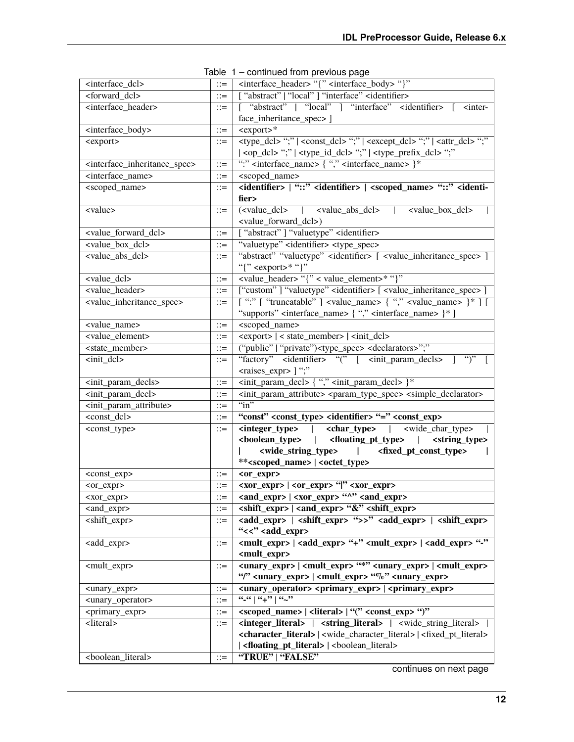Table 1 – continued from previous page

| | | |
|---|---|---|
| <interface_dcl> | ::= | <interface_header> "{" <interface_body> "}" |
| <forward_dcl> | ::= | [ "abstract" \| "local" ] "interface" <identifier> |
| <interface_header> | ::= | [ "abstract" \| "local" ] "interface" <identifier> [ <interface_inheritance_spec> ] |
| <interface_body> | ::= | <export>* |
| <export> | ::= | <type_dcl> ";" \| <const_dcl> ";" \| <except_dcl> ";" \| <attr_dcl> ";" \| <op_dcl> ";" \| <type_id_dcl> ";" \| <type_prefix_dcl> ";" |
| <interface_inheritance_spec> | ::= | ":" <interface_name> { "," <interface_name> }* |
| <interface_name> | ::= | <scoped_name> |
| <scoped_name> | ::= | **<identifier> \| "::" <identifier> \| <scoped_name> "::" <identifier>** |
| <value> | ::= | (<value_dcl> \| <value_abs_dcl> \| <value_box_dcl> \| <value_forward_dcl>) |
| <value_forward_dcl> | ::= | [ "abstract" ] "valuetype" <identifier> |
| <value_box_dcl> | ::= | "valuetype" <identifier> <type_spec> |
| <value_abs_dcl> | ::= | "abstract" "valuetype" <identifier> [ <value_inheritance_spec> ] "{" <export>* "}" |
| <value_dcl> | ::= | <value_header> "{" < value_element>* "}" |
| <value_header> | ::= | ["custom" ] "valuetype" <identifier> [ <value_inheritance_spec> ] |
| <value_inheritance_spec> | ::= | [ ":" [ "truncatable" ] <value_name> { "," <value_name> }* ] [ "supports" <interface_name> { "," <interface_name> }* ] |
| <value_name> | ::= | <scoped_name> |
| <value_element> | ::= | <export> \| < state_member> \| <init_dcl> |
| <state_member> | ::= | ("public" \| "private")<type_spec> <declarators>";" |
| <init_dcl> | ::= | "factory" <identifier> "(" [ <init_param_decls> ] ")" [ <raises_expr> ] ";" |
| <init_param_decls> | ::= | <init_param_decl> { "," <init_param_decl> }* |
| <init_param_decl> | ::= | <init_param_attribute> <param_type_spec> <simple_declarator> |
| <init_param_attribute> | ::= | "in" |
| <const_dcl> | ::= | **"const" <const_type> <identifier> "=" <const_exp>** |
| <const_type> | ::= | **<integer_type>** \| **<char_type>** \| <wide_char_type> \| **<boolean_type>** \| **<floating_pt_type>** \| **<string_type>** \| **<wide_string_type>** \| **<fixed_pt_const_type>** \| **\*\*<scoped_name> \| <octet_type>** |
| <const_exp> | ::= | **<or_expr>** |
| <or_expr> | ::= | **<xor_expr> \| <or_expr> "\|" <xor_expr>** |
| <xor_expr> | ::= | **<and_expr> \| <xor_expr> "^" <and_expr>** |
| <and_expr> | ::= | **<shift_expr> \| <and_expr> "&" <shift_expr>** |
| <shift_expr> | ::= | **<add_expr> \| <shift_expr> ">>" <add_expr> \| <shift_expr> "<<" <add_expr>** |
| <add_expr> | ::= | **<mult_expr> \| <add_expr> "+" <mult_expr> \| <add_expr> "-" <mult_expr>** |
| <mult_expr> | ::= | **<unary_expr> \| <mult_expr> "*" <unary_expr> \| <mult_expr> "/" <unary_expr> \| <mult_expr> "%" <unary_expr>** |
| <unary_expr> | ::= | **<unary_operator> <primary_expr> \| <primary_expr>** |
| <unary_operator> | ::= | **"-" \| "+" \| "~"** |
| <primary_expr> | ::= | **<scoped_name> \| <literal> \| "(" <const_exp> ")"** |
| <literal> | ::= | **<integer_literal>** \| **<string_literal>** \| <wide_string_literal> \| **<character_literal>** \| <wide_character_literal> \| <fixed_pt_literal> \| **<floating_pt_literal>** \| <boolean_literal> |
| <boolean_literal> | ::= | **"TRUE" \| "FALSE"** |

continues on next page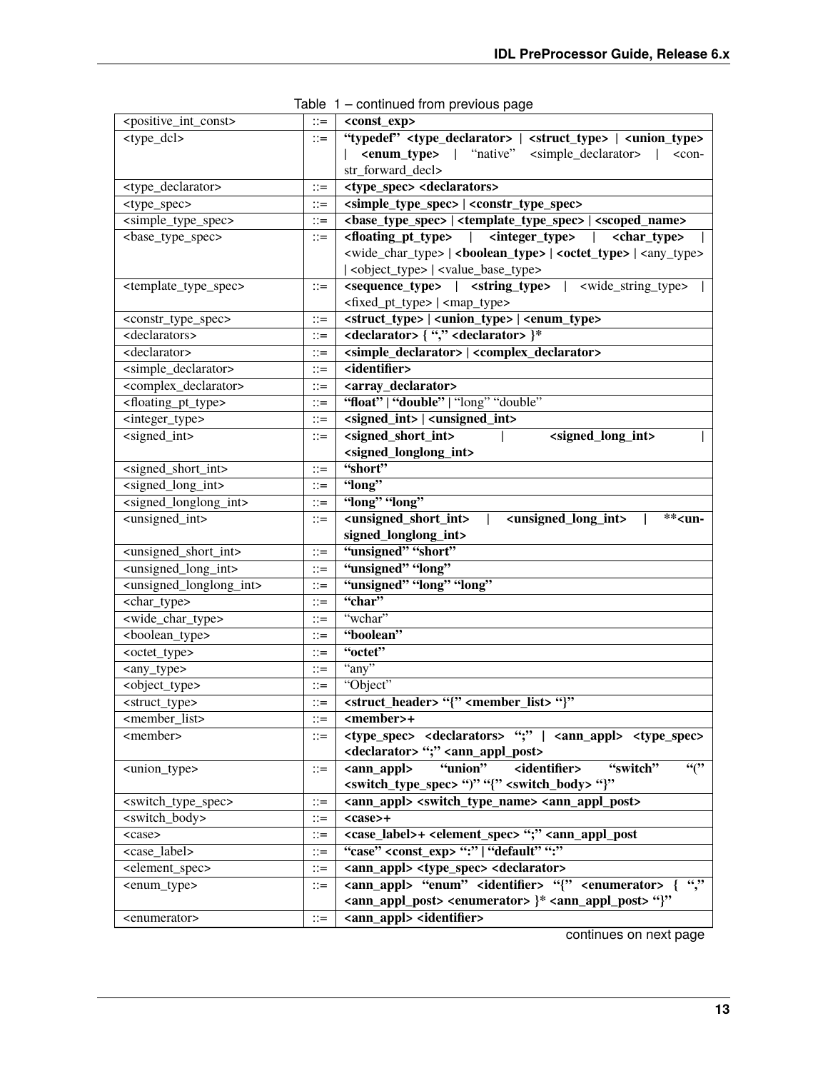Table 1 – continued from previous page

| | | |
|---|---|---|
| <positive_int_const> | ::= | **<const_exp>** |
| <type_dcl> | ::= | **"typedef" <type_declarator> \| <struct_type> \| <union_type> \| <enum_type>** \| "native" <simple_declarator> \| <constr_forward_decl> |
| <type_declarator> | ::= | **<type_spec> <declarators>** |
| <type_spec> | ::= | **<simple_type_spec> \| <constr_type_spec>** |
| <simple_type_spec> | ::= | **<base_type_spec> \| <template_type_spec> \| <scoped_name>** |
| <base_type_spec> | ::= | **<floating_pt_type> \| <integer_type> \| <char_type>** \| <wide_char_type> \| **<boolean_type> \| <octet_type>** \| <any_type> \| <object_type> \| <value_base_type> |
| <template_type_spec> | ::= | **<sequence_type> \| <string_type>** \| <wide_string_type> \| <fixed_pt_type> \| <map_type> |
| <constr_type_spec> | ::= | **<struct_type> \| <union_type> \| <enum_type>** |
| <declarators> | ::= | **<declarator> { "," <declarator> }*** |
| <declarator> | ::= | **<simple_declarator> \| <complex_declarator>** |
| <simple_declarator> | ::= | **<identifier>** |
| <complex_declarator> | ::= | **<array_declarator>** |
| <floating_pt_type> | ::= | **"float" \| "double"** \| "long" "double" |
| <integer_type> | ::= | **<signed_int> \| <unsigned_int>** |
| <signed_int> | ::= | **<signed_short_int> \| <signed_long_int> \| <signed_longlong_int>** |
| <signed_short_int> | ::= | **"short"** |
| <signed_long_int> | ::= | **"long"** |
| <signed_longlong_int> | ::= | **"long" "long"** |
| <unsigned_int> | ::= | **<unsigned_short_int> \| <unsigned_long_int> \| **<unsigned_longlong_int>** |
| <unsigned_short_int> | ::= | **"unsigned" "short"** |
| <unsigned_long_int> | ::= | **"unsigned" "long"** |
| <unsigned_longlong_int> | ::= | **"unsigned" "long" "long"** |
| <char_type> | ::= | **"char"** |
| <wide_char_type> | ::= | "wchar" |
| <boolean_type> | ::= | **"boolean"** |
| <octet_type> | ::= | **"octet"** |
| <any_type> | ::= | "any" |
| <object_type> | ::= | "Object" |
| <struct_type> | ::= | **<struct_header> "{" <member_list> "}"** |
| <member_list> | ::= | **<member>+** |
| <member> | ::= | **<type_spec> <declarators> ";" \| <ann_appl> <type_spec> <declarator> ";" <ann_appl_post>** |
| <union_type> | ::= | **<ann_appl> "union" <identifier> "switch" "(" <switch_type_spec> ")" "{" <switch_body> "}"** |
| <switch_type_spec> | ::= | **<ann_appl> <switch_type_name> <ann_appl_post>** |
| <switch_body> | ::= | **<case>+** |
| <case> | ::= | **<case_label>+ <element_spec> ";" <ann_appl_post** |
| <case_label> | ::= | **"case" <const_exp> ":" \| "default" ":"** |
| <element_spec> | ::= | **<ann_appl> <type_spec> <declarator>** |
| <enum_type> | ::= | **<ann_appl> "enum" <identifier> "{" <enumerator> { "," <ann_appl_post> <enumerator> }* <ann_appl_post> "}"** |
| <enumerator> | ::= | **<ann_appl> <identifier>** |

continues on next page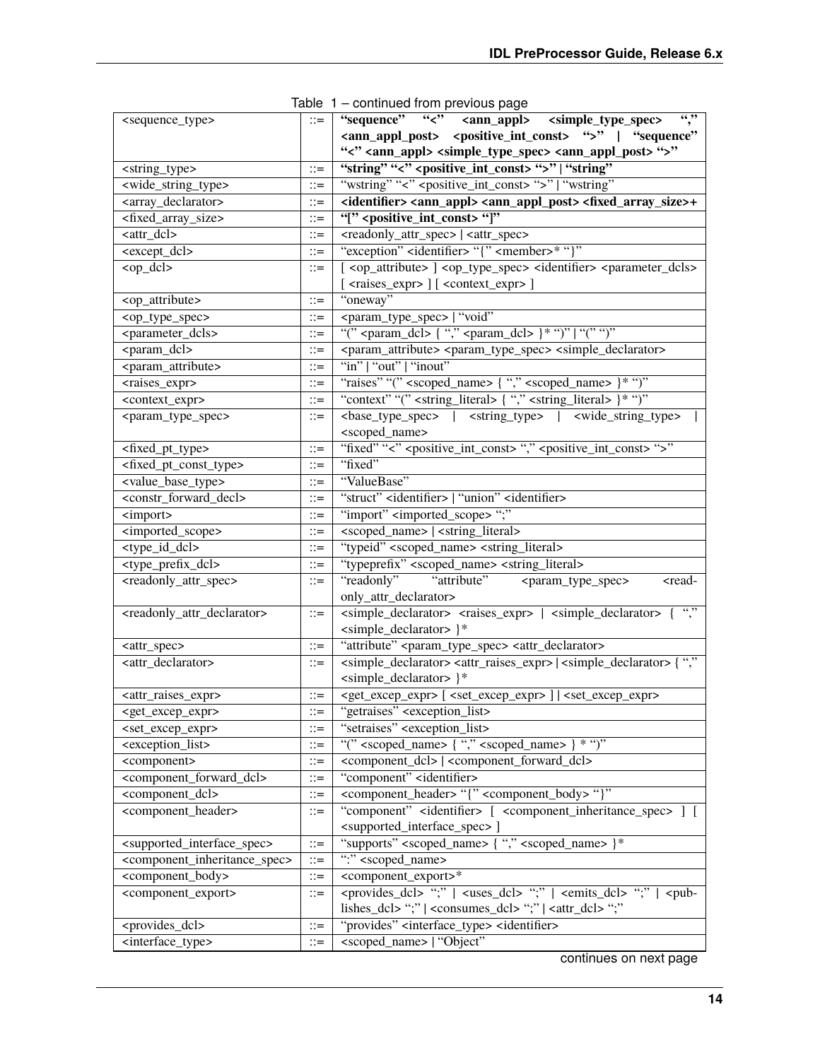Table 1 – continued from previous page

| | | |
|---|---|---|
| <sequence_type> | ::= | **"sequence" "<" <ann_appl> <simple_type_spec> "," <ann_appl_post> <positive_int_const> ">" \| "sequence" "<" <ann_appl> <simple_type_spec> <ann_appl_post> ">"** |
| <string_type> | ::= | **"string" "<" <positive_int_const> ">" \| "string"** |
| <wide_string_type> | ::= | "wstring" "<" <positive_int_const> ">" \| "wstring" |
| <array_declarator> | ::= | **<identifier> <ann_appl> <ann_appl_post> <fixed_array_size>+** |
| <fixed_array_size> | ::= | **"[" <positive_int_const> "]"** |
| <attr_dcl> | ::= | <readonly_attr_spec> \| <attr_spec> |
| <except_dcl> | ::= | "exception" <identifier> "{" <member>* "}" |
| <op_dcl> | ::= | [ <op_attribute> ] <op_type_spec> <identifier> <parameter_dcls> [ <raises_expr> ] [ <context_expr> ] |
| <op_attribute> | ::= | "oneway" |
| <op_type_spec> | ::= | <param_type_spec> \| "void" |
| <parameter_dcls> | ::= | "(" <param_dcl> { "," <param_dcl> }* ")" \| "(" ")" |
| <param_dcl> | ::= | <param_attribute> <param_type_spec> <simple_declarator> |
| <param_attribute> | ::= | "in" \| "out" \| "inout" |
| <raises_expr> | ::= | "raises" "(" <scoped_name> { "," <scoped_name> }* ")" |
| <context_expr> | ::= | "context" "(" <string_literal> { "," <string_literal> }* ")" |
| <param_type_spec> | ::= | <base_type_spec> \| <string_type> \| <wide_string_type> \| <scoped_name> |
| <fixed_pt_type> | ::= | "fixed" "<" <positive_int_const> "," <positive_int_const> ">" |
| <fixed_pt_const_type> | ::= | "fixed" |
| <value_base_type> | ::= | "ValueBase" |
| <constr_forward_decl> | ::= | "struct" <identifier> \| "union" <identifier> |
| <import> | ::= | "import" <imported_scope> ";" |
| <imported_scope> | ::= | <scoped_name> \| <string_literal> |
| <type_id_dcl> | ::= | "typeid" <scoped_name> <string_literal> |
| <type_prefix_dcl> | ::= | "typeprefix" <scoped_name> <string_literal> |
| <readonly_attr_spec> | ::= | "readonly" "attribute" <param_type_spec> <readonly_attr_declarator> |
| <readonly_attr_declarator> | ::= | <simple_declarator> <raises_expr> \| <simple_declarator> { "," <simple_declarator> }* |
| <attr_spec> | ::= | "attribute" <param_type_spec> <attr_declarator> |
| <attr_declarator> | ::= | <simple_declarator> <attr_raises_expr> \| <simple_declarator> { "," <simple_declarator> }* |
| <attr_raises_expr> | ::= | <get_excep_expr> [ <set_excep_expr> ] \| <set_excep_expr> |
| <get_excep_expr> | ::= | "getraises" <exception_list> |
| <set_excep_expr> | ::= | "setraises" <exception_list> |
| <exception_list> | ::= | "(" <scoped_name> { "," <scoped_name> } * ")" |
| <component> | ::= | <component_dcl> \| <component_forward_dcl> |
| <component_forward_dcl> | ::= | "component" <identifier> |
| <component_dcl> | ::= | <component_header> "{" <component_body> "}" |
| <component_header> | ::= | "component" <identifier> [ <component_inheritance_spec> ] [ <supported_interface_spec> ] |
| <supported_interface_spec> | ::= | "supports" <scoped_name> { "," <scoped_name> }* |
| <component_inheritance_spec> | ::= | ":" <scoped_name> |
| <component_body> | ::= | <component_export>* |
| <component_export> | ::= | <provides_dcl> ";" \| <uses_dcl> ";" \| <emits_dcl> ";" \| <publishes_dcl> ";" \| <consumes_dcl> ";" \| <attr_dcl> ";" |
| <provides_dcl> | ::= | "provides" <interface_type> <identifier> |
| <interface_type> | ::= | <scoped_name> \| "Object" |

continues on next page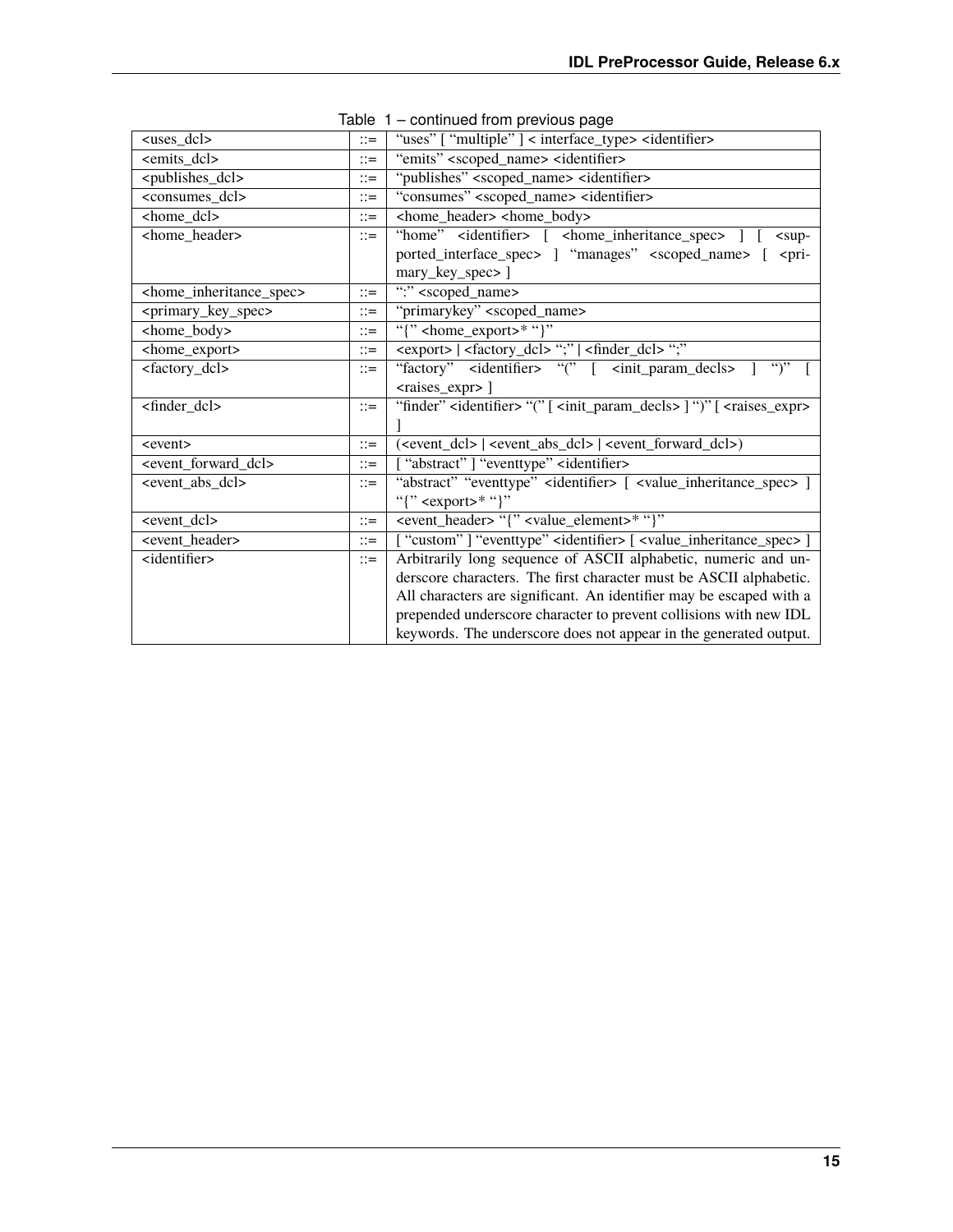Table 1 – continued from previous page

| | | |
|---|---|---|
| <uses_dcl> | ::= | "uses" [ "multiple" ] < interface_type> <identifier> |
| <emits_dcl> | ::= | "emits" <scoped_name> <identifier> |
| <publishes_dcl> | ::= | "publishes" <scoped_name> <identifier> |
| <consumes_dcl> | ::= | "consumes" <scoped_name> <identifier> |
| <home_dcl> | ::= | <home_header> <home_body> |
| <home_header> | ::= | "home" <identifier> [ <home_inheritance_spec> ] [ <supported_interface_spec> ] "manages" <scoped_name> [ <primary_key_spec> ] |
| <home_inheritance_spec> | ::= | ":" <scoped_name> |
| <primary_key_spec> | ::= | "primarykey" <scoped_name> |
| <home_body> | ::= | "{" <home_export>* "}" |
| <home_export> | ::= | <export> \| <factory_dcl> ";" \| <finder_dcl> ";" |
| <factory_dcl> | ::= | "factory" <identifier> "(" [ <init_param_decls> ] ")" [ <raises_expr> ] |
| <finder_dcl> | ::= | "finder" <identifier> "(" [ <init_param_decls> ] ")" [ <raises_expr> ] |
| <event> | ::= | (<event_dcl> \| <event_abs_dcl> \| <event_forward_dcl>) |
| <event_forward_dcl> | ::= | [ "abstract" ] "eventtype" <identifier> |
| <event_abs_dcl> | ::= | "abstract" "eventtype" <identifier> [ <value_inheritance_spec> ] "{" <export>* "}" |
| <event_dcl> | ::= | <event_header> "{" <value_element>* "}" |
| <event_header> | ::= | [ "custom" ] "eventtype" <identifier> [ <value_inheritance_spec> ] |
| <identifier> | ::= | Arbitrarily long sequence of ASCII alphabetic, numeric and underscore characters. The first character must be ASCII alphabetic. All characters are significant. An identifier may be escaped with a prepended underscore character to prevent collisions with new IDL keywords. The underscore does not appear in the generated output. |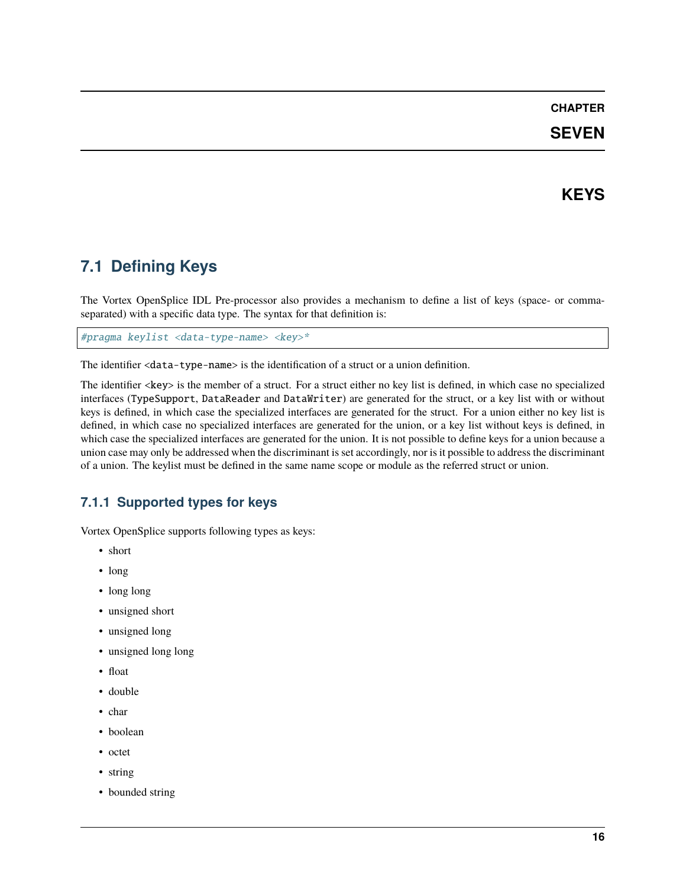# CHAPTER SEVEN

# KEYS

## 7.1 Defining Keys

The Vortex OpenSplice IDL Pre-processor also provides a mechanism to define a list of keys (space- or comma-separated) with a specific data type. The syntax for that definition is:

```
#pragma keylist <data-type-name> <key>*
```

The identifier `<data-type-name>` is the identification of a struct or a union definition.

The identifier `<key>` is the member of a struct. For a struct either no key list is defined, in which case no specialized interfaces (`TypeSupport`, `DataReader` and `DataWriter`) are generated for the struct, or a key list with or without keys is defined, in which case the specialized interfaces are generated for the struct. For a union either no key list is defined, in which case no specialized interfaces are generated for the union, or a key list without keys is defined, in which case the specialized interfaces are generated for the union. It is not possible to define keys for a union because a union case may only be addressed when the discriminant is set accordingly, nor is it possible to address the discriminant of a union. The keylist must be defined in the same name scope or module as the referred struct or union.

### 7.1.1 Supported types for keys

Vortex OpenSplice supports following types as keys:

- short
- long
- long long
- unsigned short
- unsigned long
- unsigned long long
- float
- double
- char
- boolean
- octet
- string
- bounded string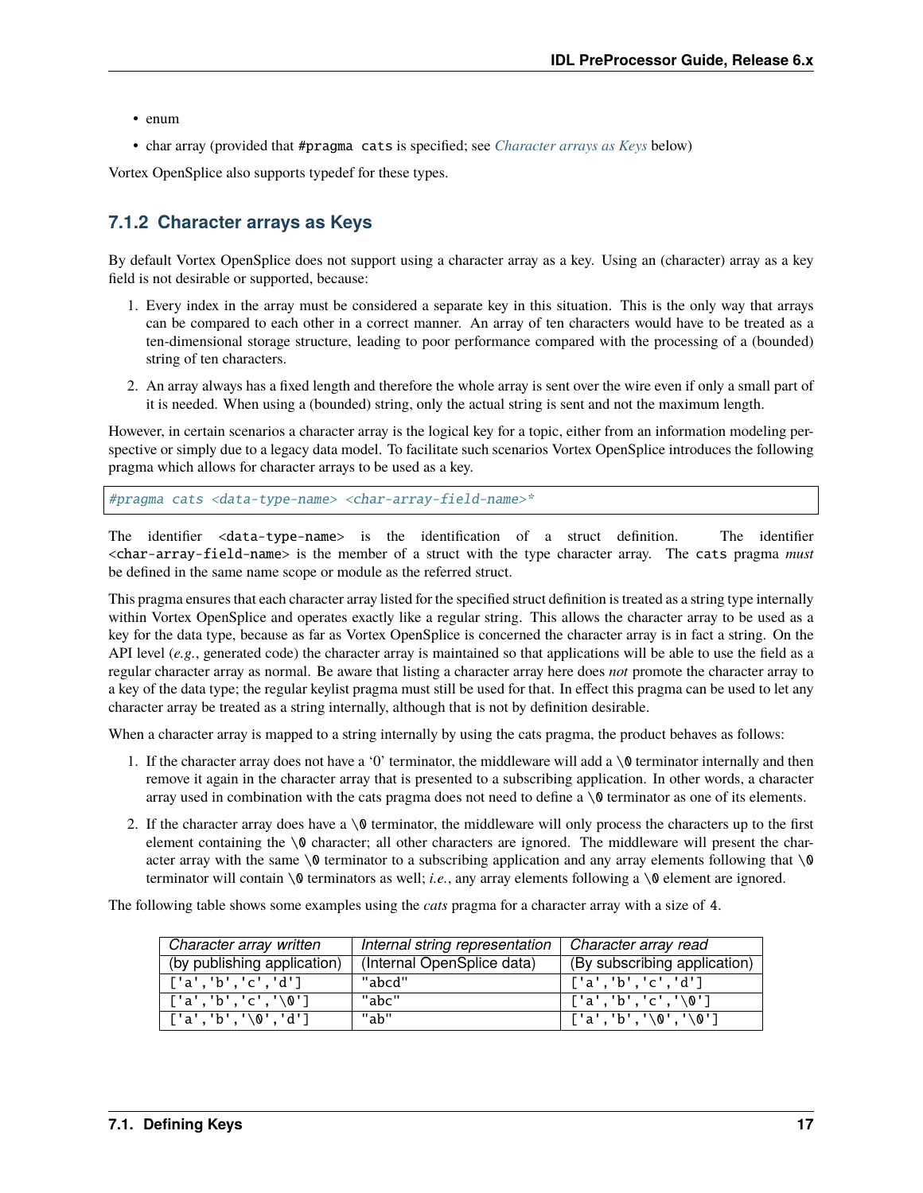- enum
- char array (provided that `#pragma cats` is specified; see *Character arrays as Keys* below)

Vortex OpenSplice also supports typedef for these types.

### 7.1.2 Character arrays as Keys

By default Vortex OpenSplice does not support using a character array as a key. Using an (character) array as a key field is not desirable or supported, because:

1. Every index in the array must be considered a separate key in this situation. This is the only way that arrays can be compared to each other in a correct manner. An array of ten characters would have to be treated as a ten-dimensional storage structure, leading to poor performance compared with the processing of a (bounded) string of ten characters.
2. An array always has a fixed length and therefore the whole array is sent over the wire even if only a small part of it is needed. When using a (bounded) string, only the actual string is sent and not the maximum length.

However, in certain scenarios a character array is the logical key for a topic, either from an information modeling perspective or simply due to a legacy data model. To facilitate such scenarios Vortex OpenSplice introduces the following pragma which allows for character arrays to be used as a key.

```
#pragma cats <data-type-name> <char-array-field-name>*
```

The identifier `<data-type-name>` is the identification of a struct definition. The identifier `<char-array-field-name>` is the member of a struct with the type character array. The `cats` pragma *must* be defined in the same name scope or module as the referred struct.

This pragma ensures that each character array listed for the specified struct definition is treated as a string type internally within Vortex OpenSplice and operates exactly like a regular string. This allows the character array to be used as a key for the data type, because as far as Vortex OpenSplice is concerned the character array is in fact a string. On the API level (*e.g.*, generated code) the character array is maintained so that applications will be able to use the field as a regular character array as normal. Be aware that listing a character array here does *not* promote the character array to a key of the data type; the regular keylist pragma must still be used for that. In effect this pragma can be used to let any character array be treated as a string internally, although that is not by definition desirable.

When a character array is mapped to a string internally by using the cats pragma, the product behaves as follows:

1. If the character array does not have a '0' terminator, the middleware will add a `\0` terminator internally and then remove it again in the character array that is presented to a subscribing application. In other words, a character array used in combination with the cats pragma does not need to define a `\0` terminator as one of its elements.
2. If the character array does have a `\0` terminator, the middleware will only process the characters up to the first element containing the `\0` character; all other characters are ignored. The middleware will present the character array with the same `\0` terminator to a subscribing application and any array elements following that `\0` terminator will contain `\0` terminators as well; *i.e.*, any array elements following a `\0` element are ignored.

The following table shows some examples using the *cats* pragma for a character array with a size of `4`.

| *Character array written* (by publishing application) | *Internal string representation* (Internal OpenSplice data) | *Character array read* (By subscribing application) |
|---|---|---|
| `['a','b','c','d']` | `"abcd"` | `['a','b','c','d']` |
| `['a','b','c','\0']` | `"abc"` | `['a','b','c','\0']` |
| `['a','b','\0','d']` | `"ab"` | `['a','b','\0','\0']` |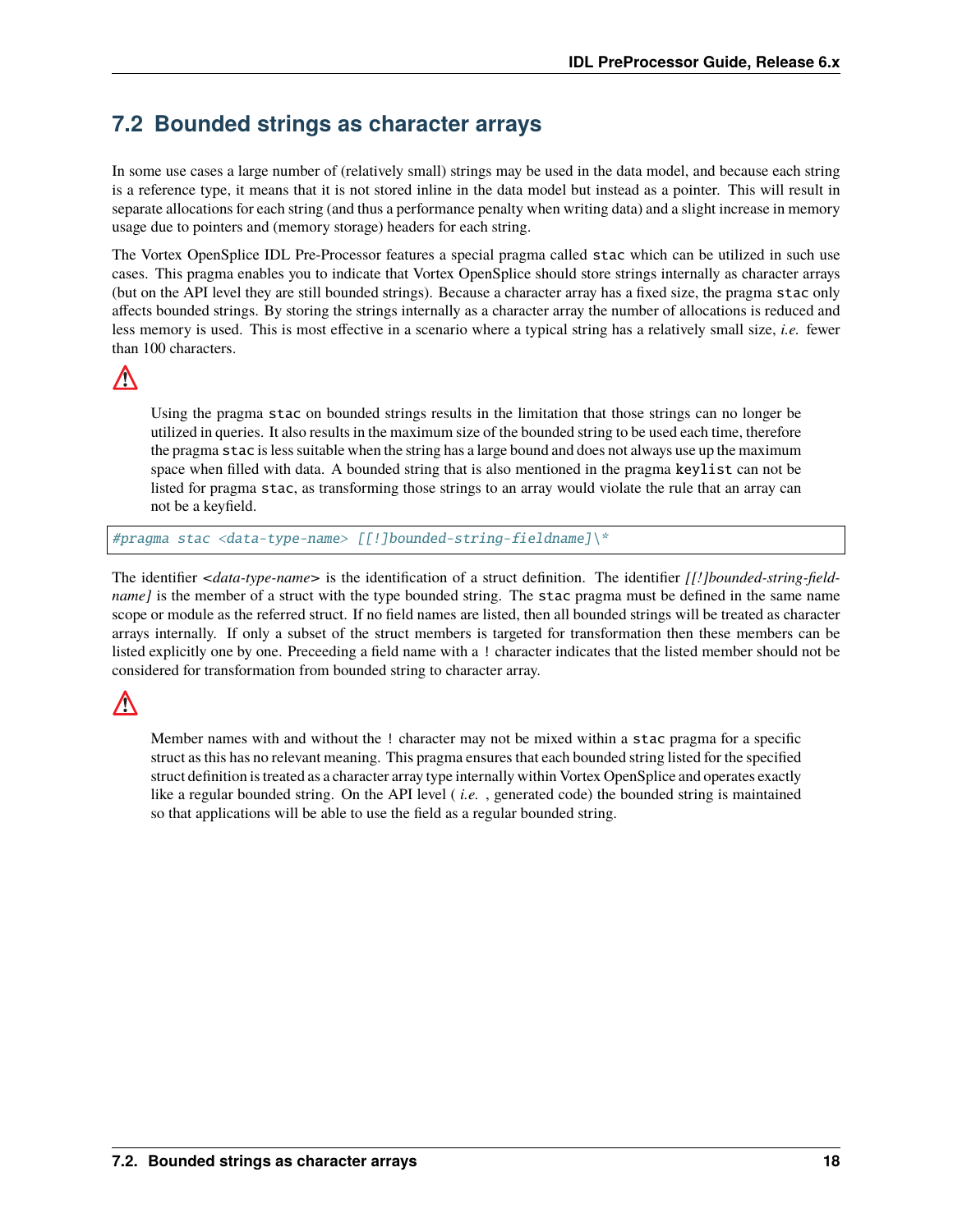## 7.2 Bounded strings as character arrays

In some use cases a large number of (relatively small) strings may be used in the data model, and because each string is a reference type, it means that it is not stored inline in the data model but instead as a pointer. This will result in separate allocations for each string (and thus a performance penalty when writing data) and a slight increase in memory usage due to pointers and (memory storage) headers for each string.

The Vortex OpenSplice IDL Pre-Processor features a special pragma called `stac` which can be utilized in such use cases. This pragma enables you to indicate that Vortex OpenSplice should store strings internally as character arrays (but on the API level they are still bounded strings). Because a character array has a fixed size, the pragma `stac` only affects bounded strings. By storing the strings internally as a character array the number of allocations is reduced and less memory is used. This is most effective in a scenario where a typical string has a relatively small size, *i.e.* fewer than 100 characters.

⚠

> Using the pragma `stac` on bounded strings results in the limitation that those strings can no longer be utilized in queries. It also results in the maximum size of the bounded string to be used each time, therefore the pragma `stac` is less suitable when the string has a large bound and does not always use up the maximum space when filled with data. A bounded string that is also mentioned in the pragma `keylist` can not be listed for pragma `stac`, as transforming those strings to an array would violate the rule that an array can not be a keyfield.

```
#pragma stac <data-type-name> [[!]bounded-string-fieldname]\*
```

The identifier <*data-type-name*> is the identification of a struct definition. The identifier *[[!]bounded-string-field-name]* is the member of a struct with the type bounded string. The `stac` pragma must be defined in the same name scope or module as the referred struct. If no field names are listed, then all bounded strings will be treated as character arrays internally. If only a subset of the struct members is targeted for transformation then these members can be listed explicitly one by one. Preceeding a field name with a `!` character indicates that the listed member should not be considered for transformation from bounded string to character array.

⚠

> Member names with and without the `!` character may not be mixed within a `stac` pragma for a specific struct as this has no relevant meaning. This pragma ensures that each bounded string listed for the specified struct definition is treated as a character array type internally within Vortex OpenSplice and operates exactly like a regular bounded string. On the API level ( *i.e.* , generated code) the bounded string is maintained so that applications will be able to use the field as a regular bounded string.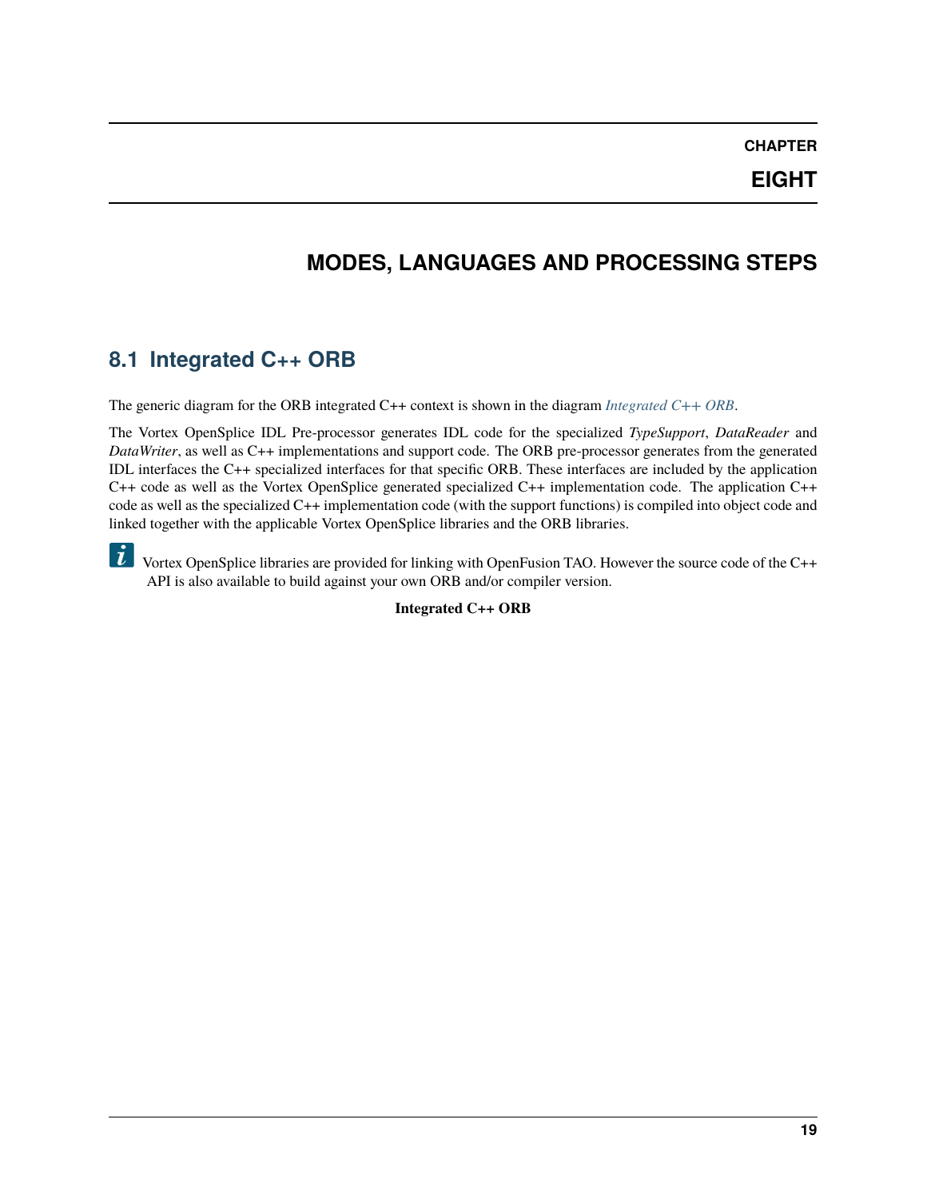# CHAPTER EIGHT

# MODES, LANGUAGES AND PROCESSING STEPS

## 8.1 Integrated C++ ORB

The generic diagram for the ORB integrated C++ context is shown in the diagram *Integrated C++ ORB*.

The Vortex OpenSplice IDL Pre-processor generates IDL code for the specialized *TypeSupport*, *DataReader* and *DataWriter*, as well as C++ implementations and support code. The ORB pre-processor generates from the generated IDL interfaces the C++ specialized interfaces for that specific ORB. These interfaces are included by the application C++ code as well as the Vortex OpenSplice generated specialized C++ implementation code. The application C++ code as well as the specialized C++ implementation code (with the support functions) is compiled into object code and linked together with the applicable Vortex OpenSplice libraries and the ORB libraries.

Vortex OpenSplice libraries are provided for linking with OpenFusion TAO. However the source code of the C++ API is also available to build against your own ORB and/or compiler version.

**Integrated C++ ORB**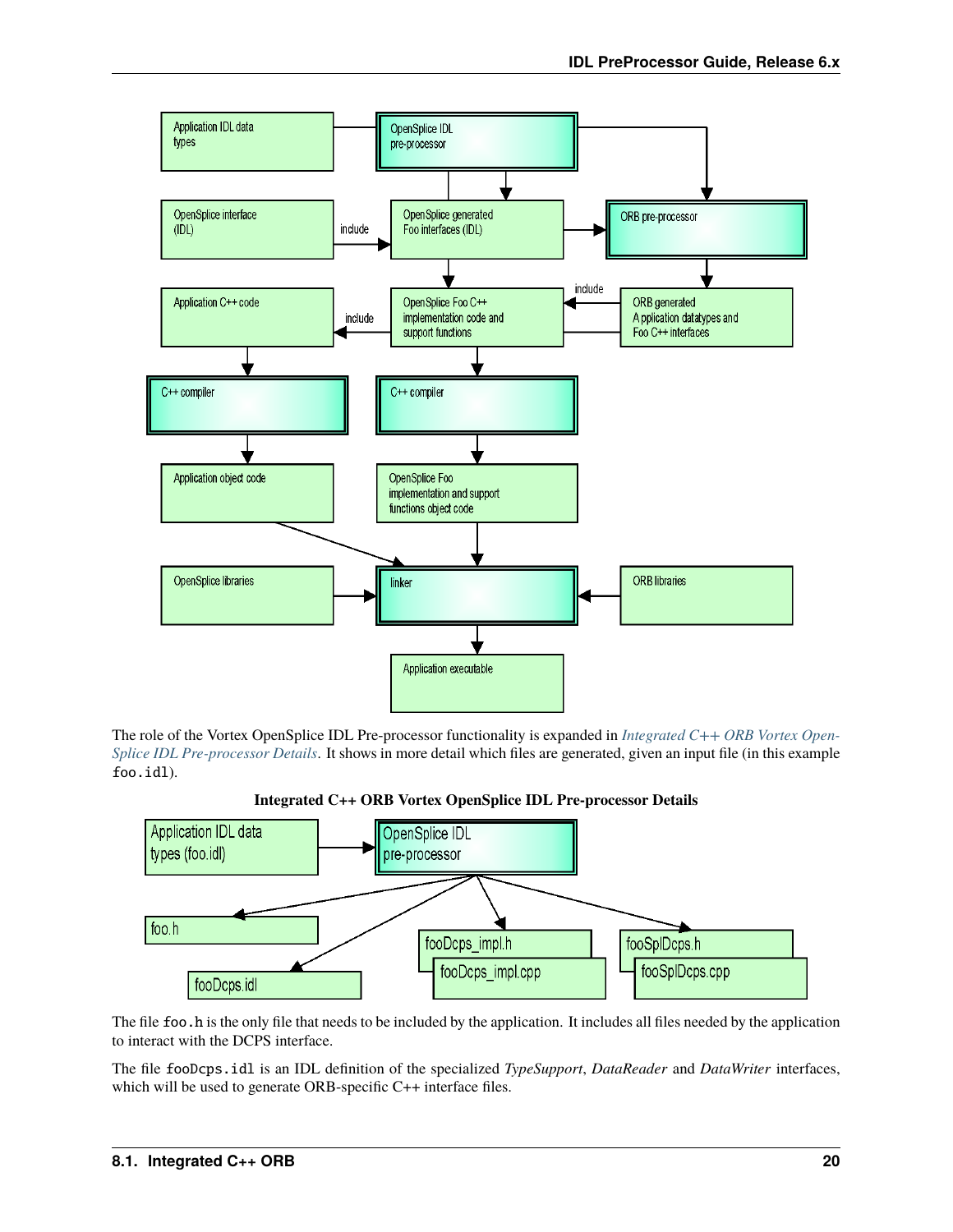The role of the Vortex OpenSplice IDL Pre-processor functionality is expanded in *Integrated C++ ORB Vortex OpenSplice IDL Pre-processor Details*. It shows in more detail which files are generated, given an input file (in this example `foo.idl`).

**Integrated C++ ORB Vortex OpenSplice IDL Pre-processor Details**

The file `foo.h` is the only file that needs to be included by the application. It includes all files needed by the application to interact with the DCPS interface.

The file `fooDcps.idl` is an IDL definition of the specialized *TypeSupport*, *DataReader* and *DataWriter* interfaces, which will be used to generate ORB-specific C++ interface files.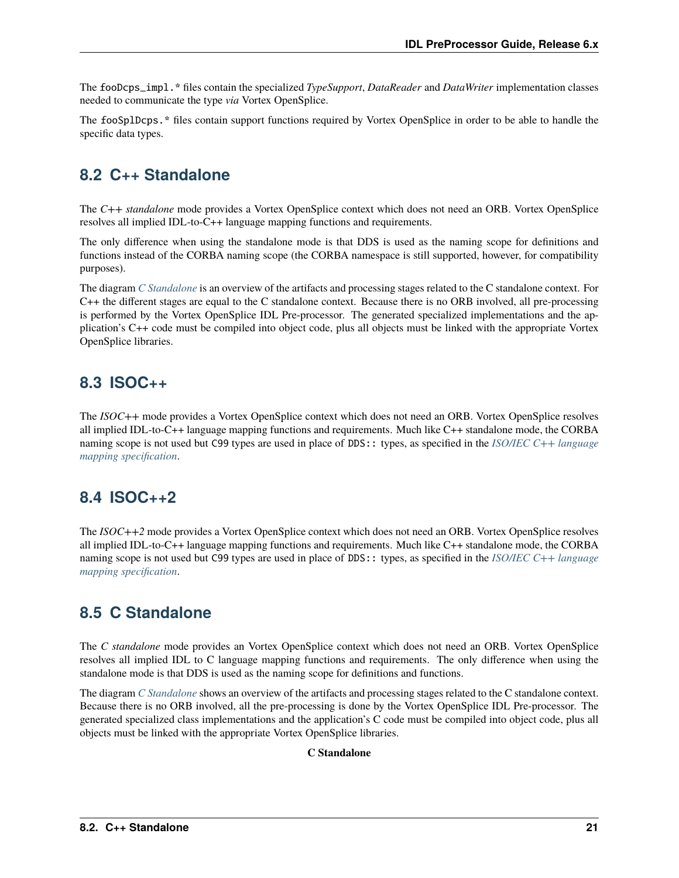The `fooDcps_impl.*` files contain the specialized *TypeSupport*, *DataReader* and *DataWriter* implementation classes needed to communicate the type *via* Vortex OpenSplice.

The `fooSplDcps.*` files contain support functions required by Vortex OpenSplice in order to be able to handle the specific data types.

## 8.2 C++ Standalone

The *C++ standalone* mode provides a Vortex OpenSplice context which does not need an ORB. Vortex OpenSplice resolves all implied IDL-to-C++ language mapping functions and requirements.

The only difference when using the standalone mode is that DDS is used as the naming scope for definitions and functions instead of the CORBA naming scope (the CORBA namespace is still supported, however, for compatibility purposes).

The diagram *C Standalone* is an overview of the artifacts and processing stages related to the C standalone context. For C++ the different stages are equal to the C standalone context. Because there is no ORB involved, all pre-processing is performed by the Vortex OpenSplice IDL Pre-processor. The generated specialized implementations and the application's C++ code must be compiled into object code, plus all objects must be linked with the appropriate Vortex OpenSplice libraries.

## 8.3 ISOC++

The *ISOC++* mode provides a Vortex OpenSplice context which does not need an ORB. Vortex OpenSplice resolves all implied IDL-to-C++ language mapping functions and requirements. Much like C++ standalone mode, the CORBA naming scope is not used but `C99` types are used in place of `DDS::` types, as specified in the *ISO/IEC C++ language mapping specification*.

## 8.4 ISOC++2

The *ISOC++2* mode provides a Vortex OpenSplice context which does not need an ORB. Vortex OpenSplice resolves all implied IDL-to-C++ language mapping functions and requirements. Much like C++ standalone mode, the CORBA naming scope is not used but `C99` types are used in place of `DDS::` types, as specified in the *ISO/IEC C++ language mapping specification*.

## 8.5 C Standalone

The *C standalone* mode provides an Vortex OpenSplice context which does not need an ORB. Vortex OpenSplice resolves all implied IDL to C language mapping functions and requirements. The only difference when using the standalone mode is that DDS is used as the naming scope for definitions and functions.

The diagram *C Standalone* shows an overview of the artifacts and processing stages related to the C standalone context. Because there is no ORB involved, all the pre-processing is done by the Vortex OpenSplice IDL Pre-processor. The generated specialized class implementations and the application's C code must be compiled into object code, plus all objects must be linked with the appropriate Vortex OpenSplice libraries.

**C Standalone**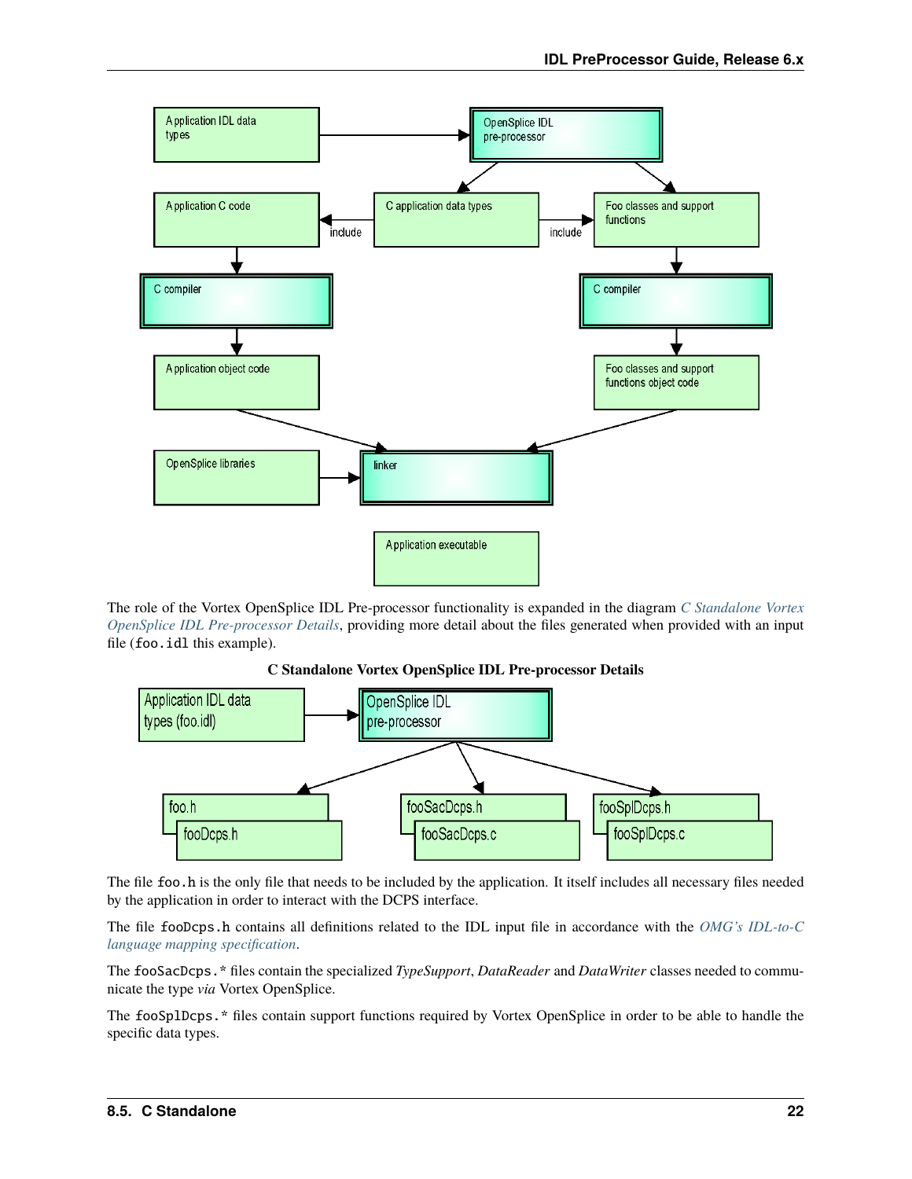The role of the Vortex OpenSplice IDL Pre-processor functionality is expanded in the diagram *C Standalone Vortex OpenSplice IDL Pre-processor Details*, providing more detail about the files generated when provided with an input file (`foo.idl` this example).

**C Standalone Vortex OpenSplice IDL Pre-processor Details**

The file `foo.h` is the only file that needs to be included by the application. It itself includes all necessary files needed by the application in order to interact with the DCPS interface.

The file `fooDcps.h` contains all definitions related to the IDL input file in accordance with the *OMG's IDL-to-C language mapping specification*.

The `fooSacDcps.*` files contain the specialized *TypeSupport*, *DataReader* and *DataWriter* classes needed to communicate the type *via* Vortex OpenSplice.

The `fooSplDcps.*` files contain support functions required by Vortex OpenSplice in order to be able to handle the specific data types.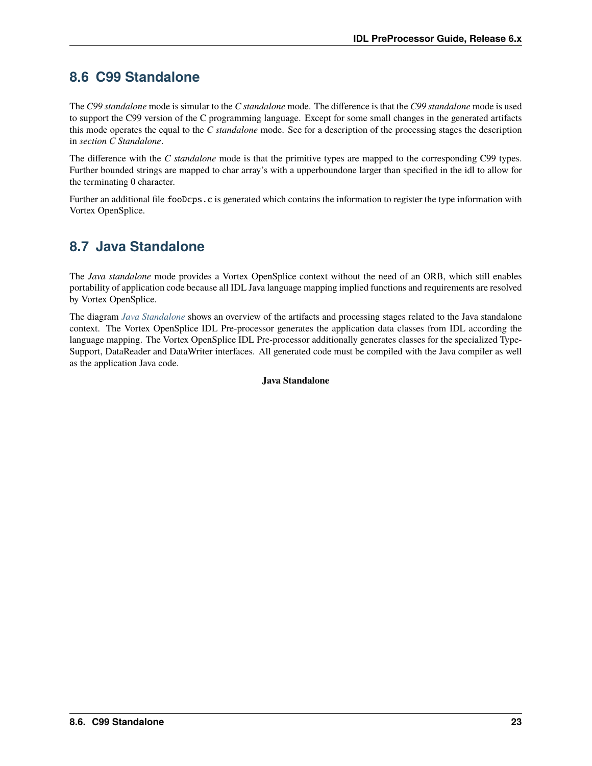## 8.6 C99 Standalone

The *C99 standalone* mode is simular to the *C standalone* mode. The difference is that the *C99 standalone* mode is used to support the C99 version of the C programming language. Except for some small changes in the generated artifacts this mode operates the equal to the *C standalone* mode. See for a description of the processing stages the description in *section C Standalone*.

The difference with the *C standalone* mode is that the primitive types are mapped to the corresponding C99 types. Further bounded strings are mapped to char array's with a upperboundone larger than specified in the idl to allow for the terminating 0 character.

Further an additional file `fooDcps.c` is generated which contains the information to register the type information with Vortex OpenSplice.

## 8.7 Java Standalone

The *Java standalone* mode provides a Vortex OpenSplice context without the need of an ORB, which still enables portability of application code because all IDL Java language mapping implied functions and requirements are resolved by Vortex OpenSplice.

The diagram *Java Standalone* shows an overview of the artifacts and processing stages related to the Java standalone context. The Vortex OpenSplice IDL Pre-processor generates the application data classes from IDL according the language mapping. The Vortex OpenSplice IDL Pre-processor additionally generates classes for the specialized TypeSupport, DataReader and DataWriter interfaces. All generated code must be compiled with the Java compiler as well as the application Java code.

**Java Standalone**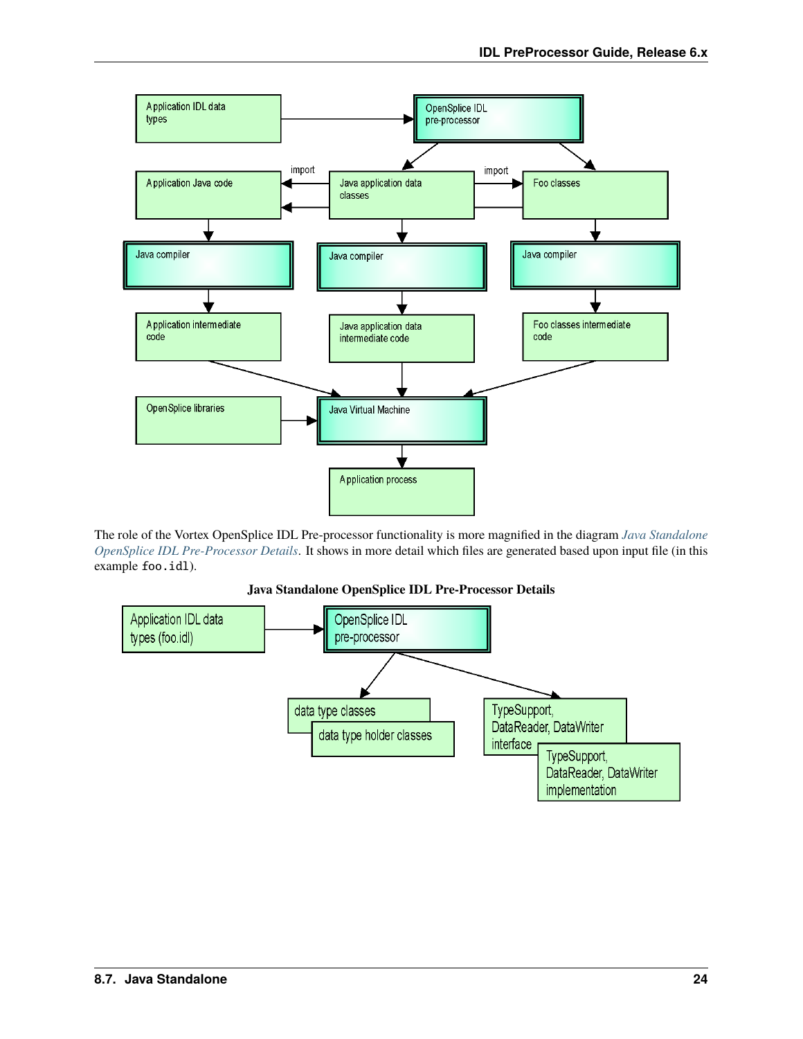The role of the Vortex OpenSplice IDL Pre-processor functionality is more magnified in the diagram *Java Standalone OpenSplice IDL Pre-Processor Details*. It shows in more detail which files are generated based upon input file (in this example `foo.idl`).

**Java Standalone OpenSplice IDL Pre-Processor Details**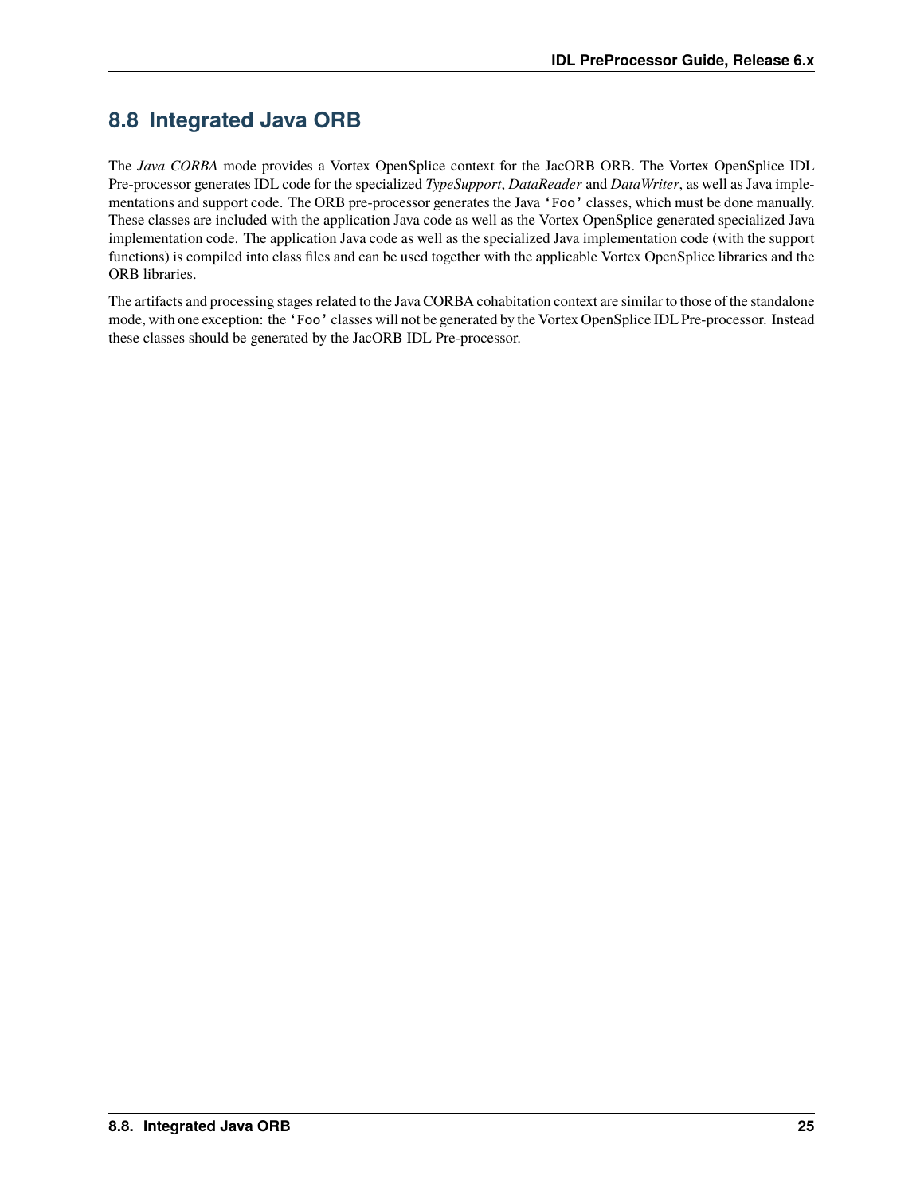## 8.8 Integrated Java ORB

The *Java CORBA* mode provides a Vortex OpenSplice context for the JacORB ORB. The Vortex OpenSplice IDL Pre-processor generates IDL code for the specialized *TypeSupport*, *DataReader* and *DataWriter*, as well as Java implementations and support code. The ORB pre-processor generates the Java `'Foo'` classes, which must be done manually. These classes are included with the application Java code as well as the Vortex OpenSplice generated specialized Java implementation code. The application Java code as well as the specialized Java implementation code (with the support functions) is compiled into class files and can be used together with the applicable Vortex OpenSplice libraries and the ORB libraries.

The artifacts and processing stages related to the Java CORBA cohabitation context are similar to those of the standalone mode, with one exception: the `'Foo'` classes will not be generated by the Vortex OpenSplice IDL Pre-processor. Instead these classes should be generated by the JacORB IDL Pre-processor.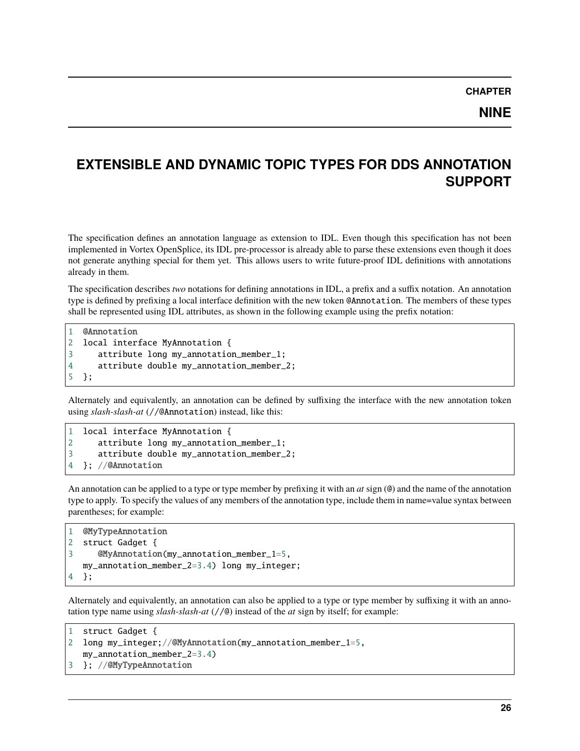# CHAPTER NINE

# EXTENSIBLE AND DYNAMIC TOPIC TYPES FOR DDS ANNOTATION SUPPORT

The specification defines an annotation language as extension to IDL. Even though this specification has not been implemented in Vortex OpenSplice, its IDL pre-processor is already able to parse these extensions even though it does not generate anything special for them yet. This allows users to write future-proof IDL definitions with annotations already in them.

The specification describes *two* notations for defining annotations in IDL, a prefix and a suffix notation. An annotation type is defined by prefixing a local interface definition with the new token `@Annotation`. The members of these types shall be represented using IDL attributes, as shown in the following example using the prefix notation:

```
@Annotation
local interface MyAnnotation {
   attribute long my_annotation_member_1;
   attribute double my_annotation_member_2;
};
```

Alternately and equivalently, an annotation can be defined by suffixing the interface with the new annotation token using *slash-slash-at* (`//@Annotation`) instead, like this:

```
local interface MyAnnotation {
   attribute long my_annotation_member_1;
   attribute double my_annotation_member_2;
}; //@Annotation
```

An annotation can be applied to a type or type member by prefixing it with an *at* sign (`@`) and the name of the annotation type to apply. To specify the values of any members of the annotation type, include them in name=value syntax between parentheses; for example:

```
@MyTypeAnnotation
struct Gadget {
   @MyAnnotation(my_annotation_member_1=5,
my_annotation_member_2=3.4) long my_integer;
};
```

Alternately and equivalently, an annotation can also be applied to a type or type member by suffixing it with an annotation type name using *slash-slash-at* (`//@`) instead of the *at* sign by itself; for example:

```
struct Gadget {
long my_integer;//@MyAnnotation(my_annotation_member_1=5,
my_annotation_member_2=3.4)
}; //@MyTypeAnnotation
```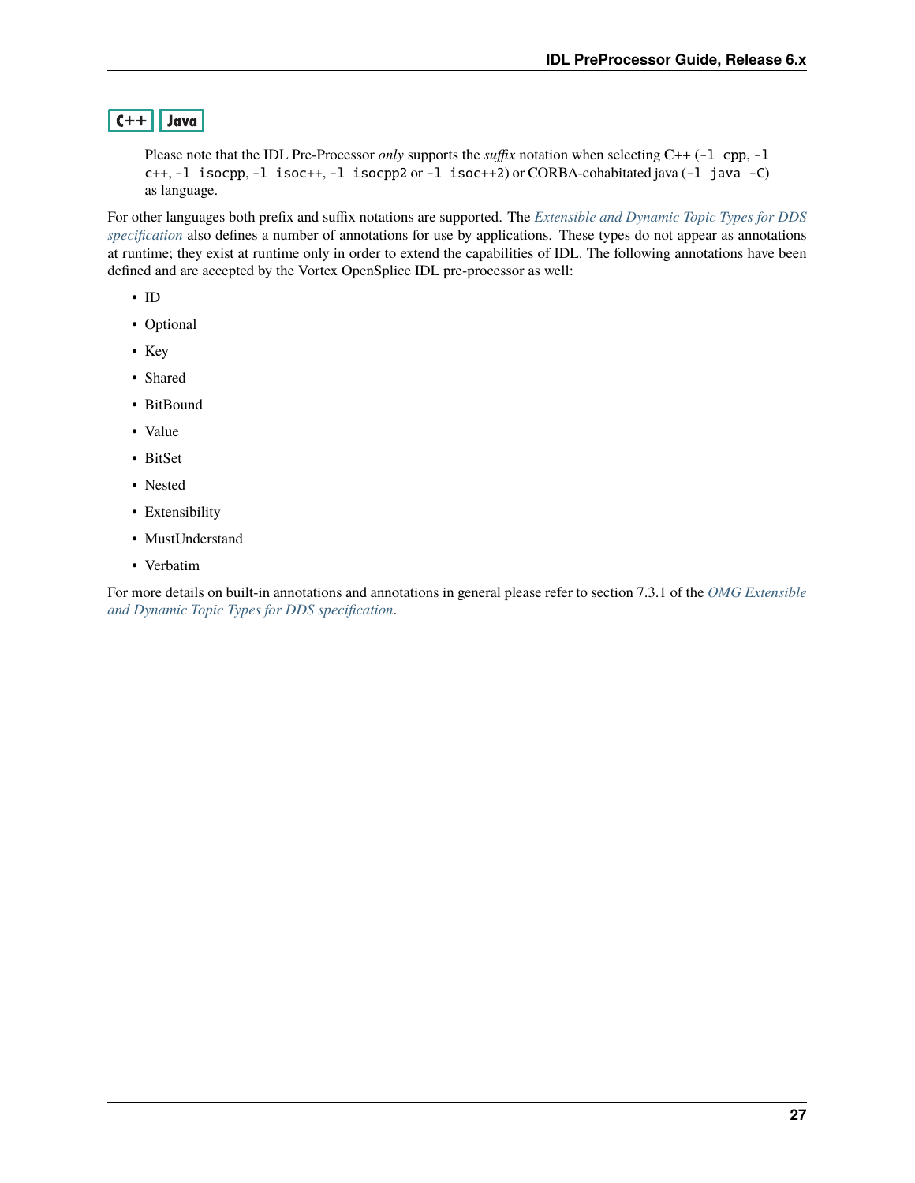**C++** **Java**

> Please note that the IDL Pre-Processor *only* supports the *suffix* notation when selecting C++ (`-l cpp`, `-l c++`, `-l isocpp`, `-l isoc++`, `-l isocpp2` or `-l isoc++2`) or CORBA-cohabitated java (`-l java -C`) as language.

For other languages both prefix and suffix notations are supported. The *Extensible and Dynamic Topic Types for DDS specification* also defines a number of annotations for use by applications. These types do not appear as annotations at runtime; they exist at runtime only in order to extend the capabilities of IDL. The following annotations have been defined and are accepted by the Vortex OpenSplice IDL pre-processor as well:

- ID
- Optional
- Key
- Shared
- BitBound
- Value
- BitSet
- Nested
- Extensibility
- MustUnderstand
- Verbatim

For more details on built-in annotations and annotations in general please refer to section 7.3.1 of the *OMG Extensible and Dynamic Topic Types for DDS specification*.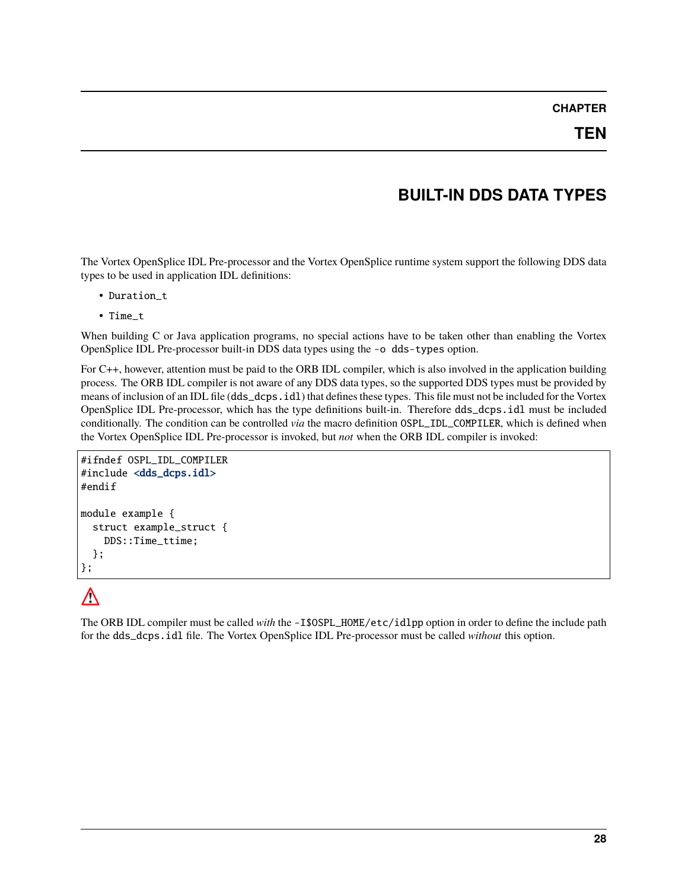# CHAPTER TEN

# BUILT-IN DDS DATA TYPES

The Vortex OpenSplice IDL Pre-processor and the Vortex OpenSplice runtime system support the following DDS data types to be used in application IDL definitions:

- `Duration_t`
- `Time_t`

When building C or Java application programs, no special actions have to be taken other than enabling the Vortex OpenSplice IDL Pre-processor built-in DDS data types using the `-o dds-types` option.

For C++, however, attention must be paid to the ORB IDL compiler, which is also involved in the application building process. The ORB IDL compiler is not aware of any DDS data types, so the supported DDS types must be provided by means of inclusion of an IDL file (`dds_dcps.idl`) that defines these types. This file must not be included for the Vortex OpenSplice IDL Pre-processor, which has the type definitions built-in. Therefore `dds_dcps.idl` must be included conditionally. The condition can be controlled *via* the macro definition `OSPL_IDL_COMPILER`, which is defined when the Vortex OpenSplice IDL Pre-processor is invoked, but *not* when the ORB IDL compiler is invoked:

```
#ifndef OSPL_IDL_COMPILER
#include <dds_dcps.idl>
#endif

module example {
  struct example_struct {
    DDS::Time_ttime;
  };
};
```

⚠

The ORB IDL compiler must be called *with* the `-I$OSPL_HOME/etc/idlpp` option in order to define the include path for the `dds_dcps.idl` file. The Vortex OpenSplice IDL Pre-processor must be called *without* this option.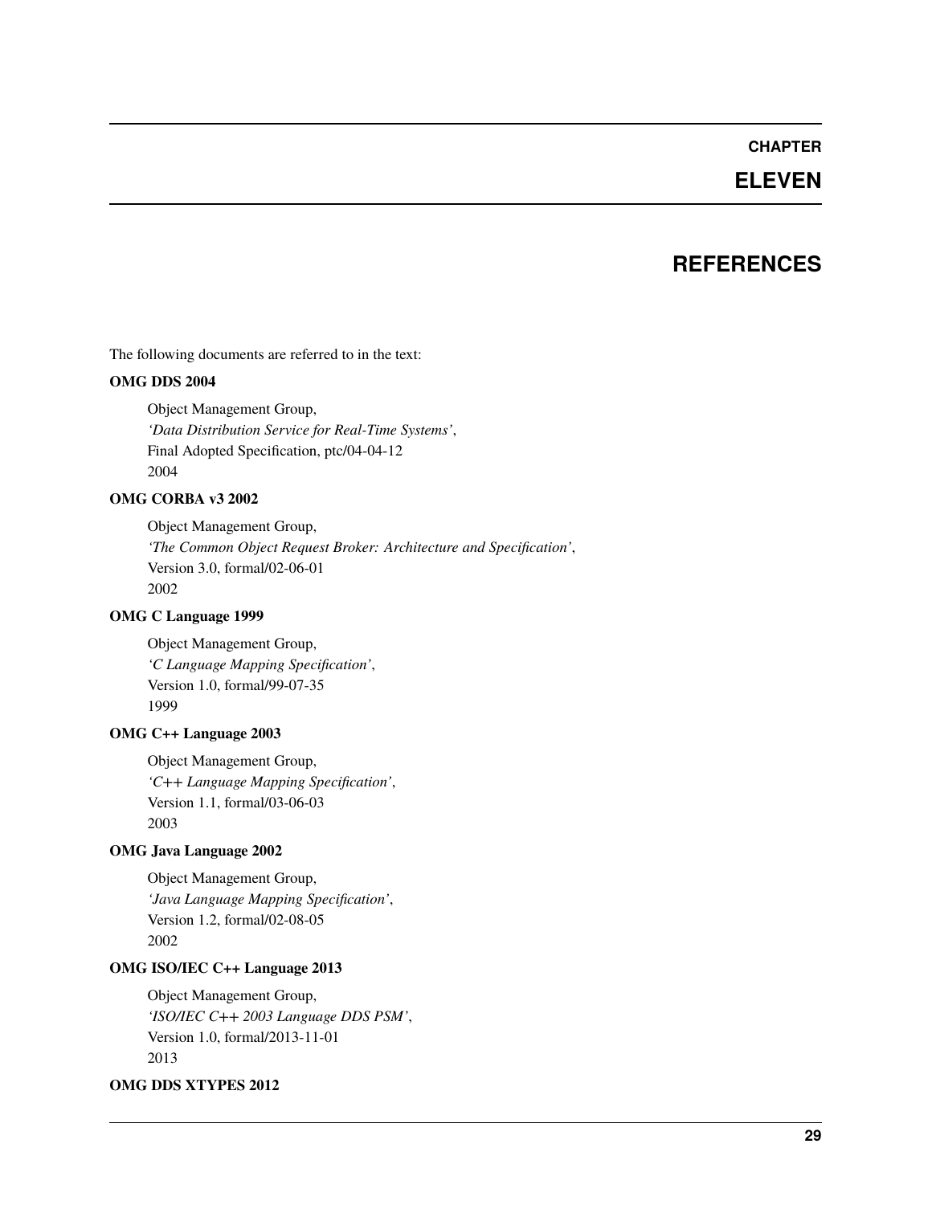# CHAPTER ELEVEN

# REFERENCES

The following documents are referred to in the text:

**OMG DDS 2004**

Object Management Group,
*'Data Distribution Service for Real-Time Systems'*,
Final Adopted Specification, ptc/04-04-12
2004

**OMG CORBA v3 2002**

Object Management Group,
*'The Common Object Request Broker: Architecture and Specification'*,
Version 3.0, formal/02-06-01
2002

**OMG C Language 1999**

Object Management Group,
*'C Language Mapping Specification'*,
Version 1.0, formal/99-07-35
1999

**OMG C++ Language 2003**

Object Management Group,
*'C++ Language Mapping Specification'*,
Version 1.1, formal/03-06-03
2003

**OMG Java Language 2002**

Object Management Group,
*'Java Language Mapping Specification'*,
Version 1.2, formal/02-08-05
2002

**OMG ISO/IEC C++ Language 2013**

Object Management Group,
*'ISO/IEC C++ 2003 Language DDS PSM'*,
Version 1.0, formal/2013-11-01
2013

**OMG DDS XTYPES 2012**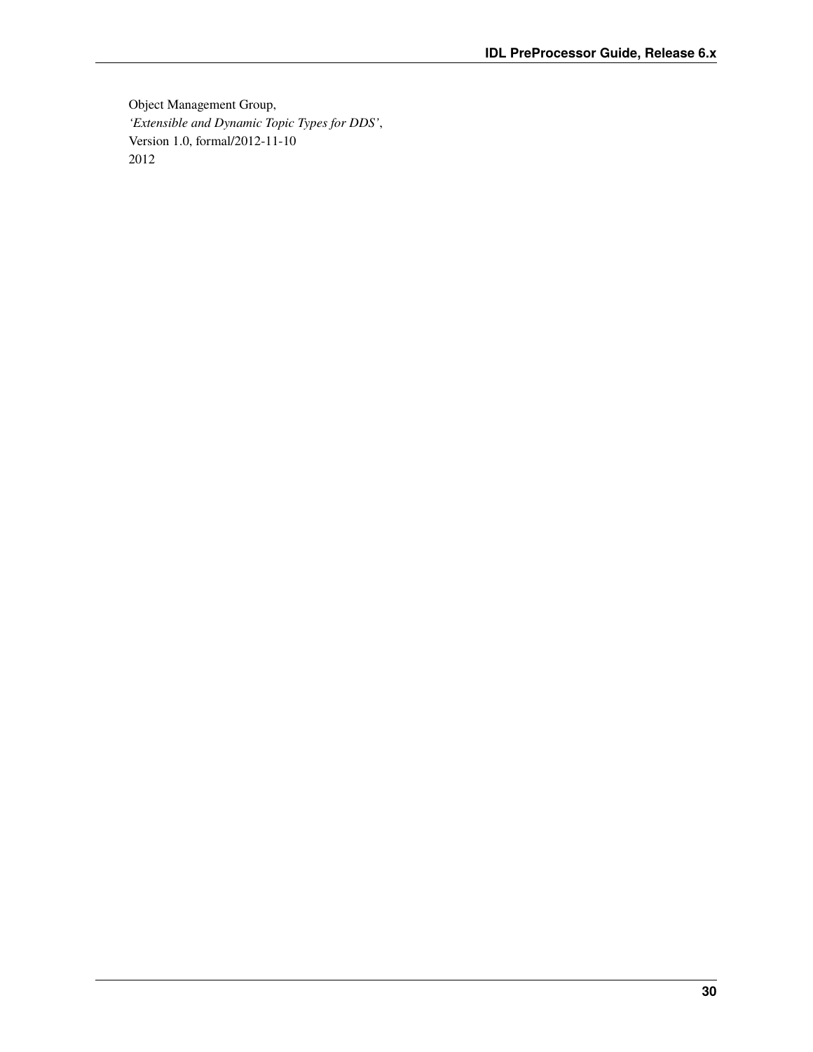Object Management Group,
*'Extensible and Dynamic Topic Types for DDS'*,
Version 1.0, formal/2012-11-10
2012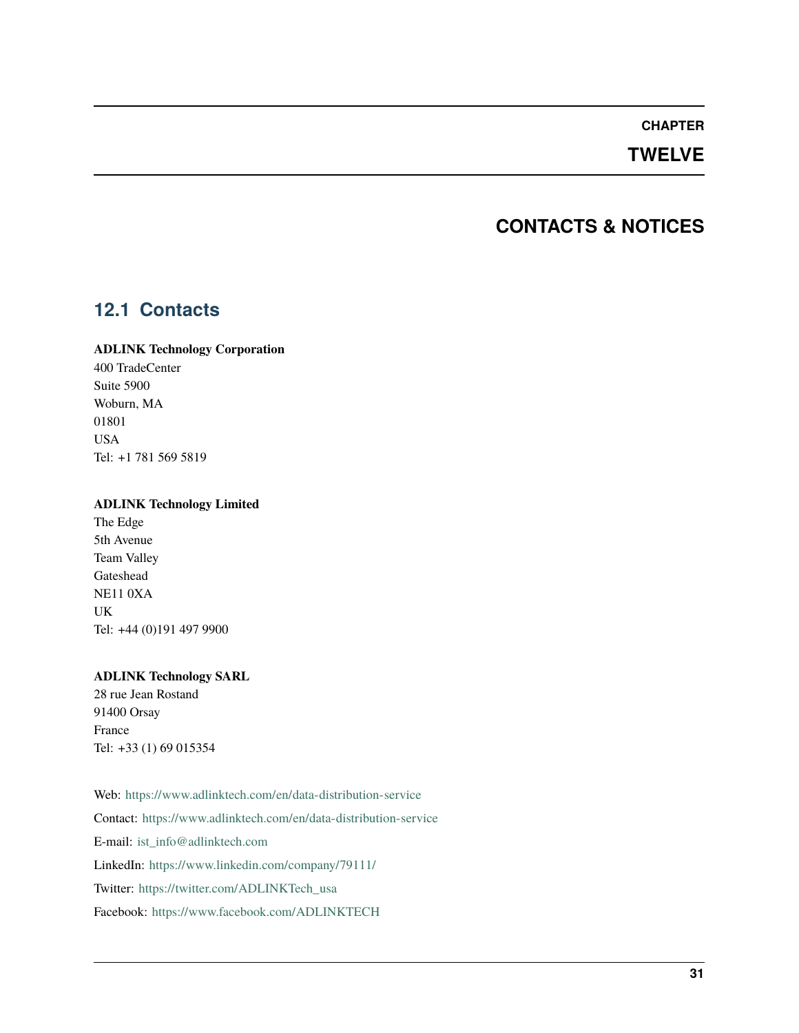# CHAPTER TWELVE

# CONTACTS & NOTICES

## 12.1 Contacts

**ADLINK Technology Corporation**
400 TradeCenter
Suite 5900
Woburn, MA
01801
USA
Tel: +1 781 569 5819

**ADLINK Technology Limited**
The Edge
5th Avenue
Team Valley
Gateshead
NE11 0XA
UK
Tel: +44 (0)191 497 9900

**ADLINK Technology SARL**
28 rue Jean Rostand
91400 Orsay
France
Tel: +33 (1) 69 015354

Web: https://www.adlinktech.com/en/data-distribution-service

Contact: https://www.adlinktech.com/en/data-distribution-service

E-mail: ist_info@adlinktech.com

LinkedIn: https://www.linkedin.com/company/79111/

Twitter: https://twitter.com/ADLINKTech_usa

Facebook: https://www.facebook.com/ADLINKTECH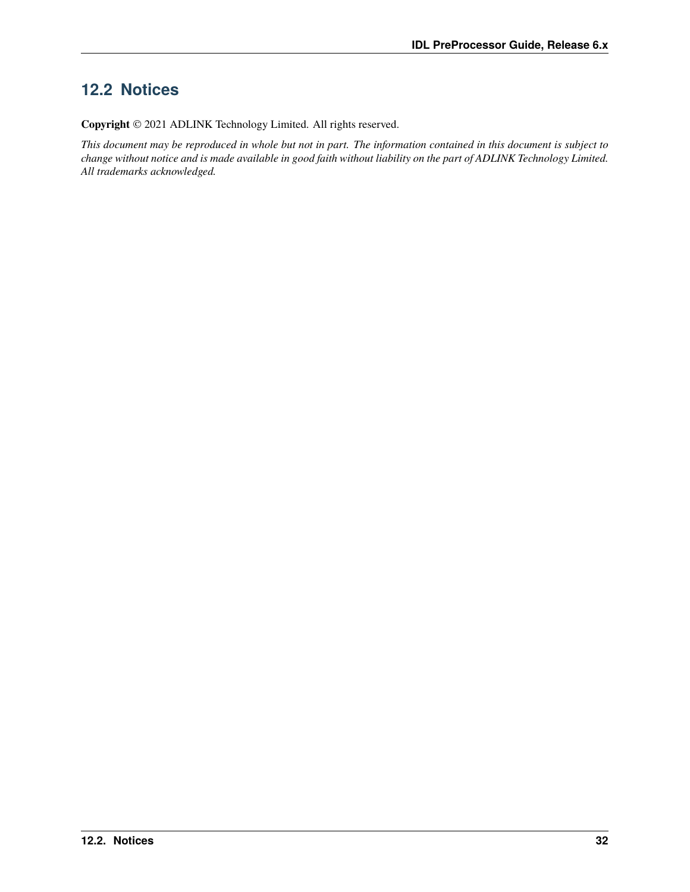## 12.2 Notices

**Copyright** © 2021 ADLINK Technology Limited. All rights reserved.

*This document may be reproduced in whole but not in part. The information contained in this document is subject to change without notice and is made available in good faith without liability on the part of ADLINK Technology Limited. All trademarks acknowledged.*